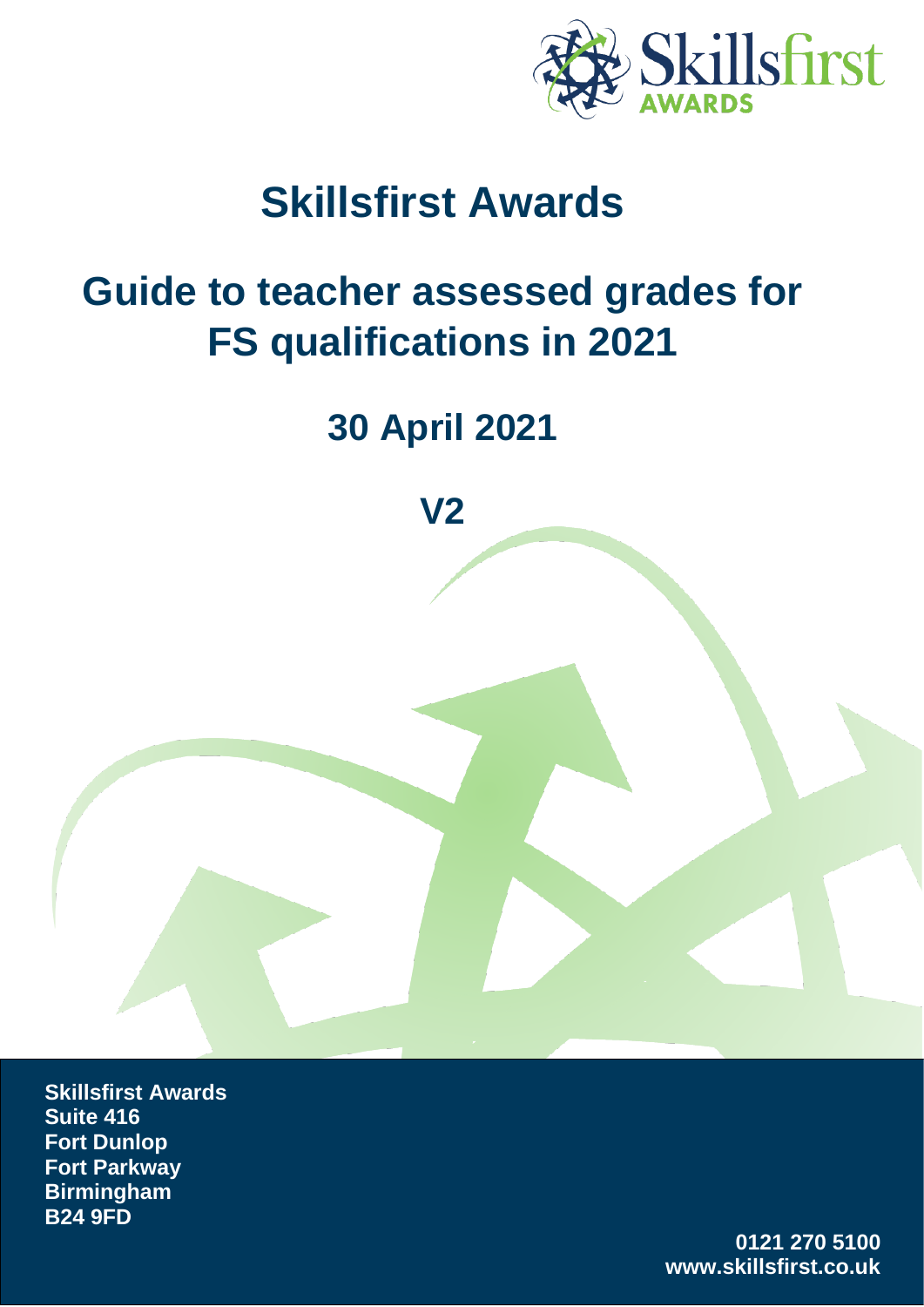# Skillsfirst Awards

## Guide to teacher assessed grades for FS qualifications in 2021

### 30 April 2021

### V2

**Skillsfirst Awards**
**Suite 416**
**Fort Dunlop**
**Fort Parkway**
**Birmingham**
**B24 9FD**

**0121 270 5100**
**www.skillsfirst.co.uk**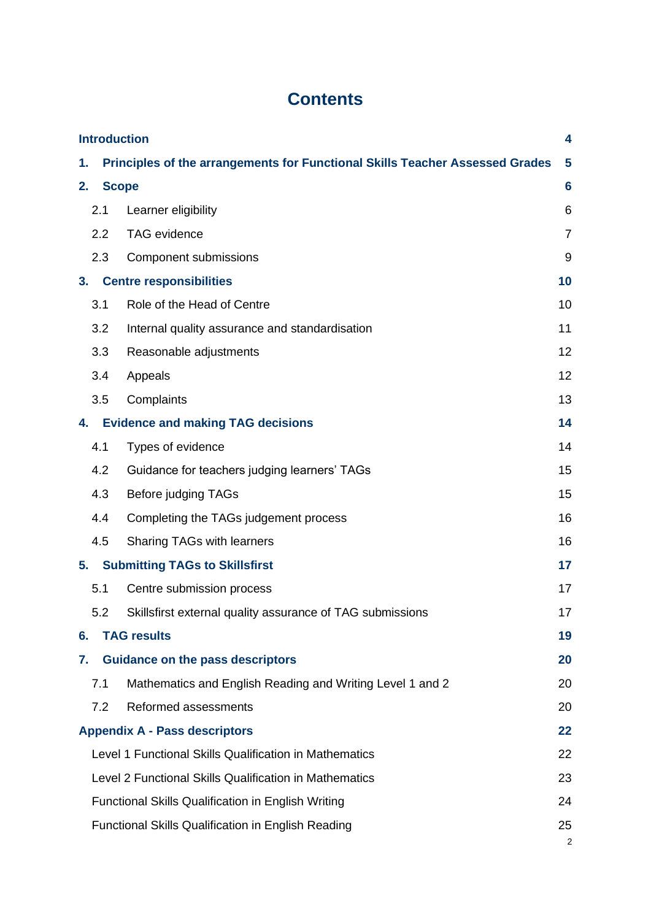# Contents

| | | |
|---|---|---|
| **Introduction** | | **4** |
| **1.** | **Principles of the arrangements for Functional Skills Teacher Assessed Grades** | **5** |
| **2.** | **Scope** | **6** |
| 2.1 | Learner eligibility | 6 |
| 2.2 | TAG evidence | 7 |
| 2.3 | Component submissions | 9 |
| **3.** | **Centre responsibilities** | **10** |
| 3.1 | Role of the Head of Centre | 10 |
| 3.2 | Internal quality assurance and standardisation | 11 |
| 3.3 | Reasonable adjustments | 12 |
| 3.4 | Appeals | 12 |
| 3.5 | Complaints | 13 |
| **4.** | **Evidence and making TAG decisions** | **14** |
| 4.1 | Types of evidence | 14 |
| 4.2 | Guidance for teachers judging learners' TAGs | 15 |
| 4.3 | Before judging TAGs | 15 |
| 4.4 | Completing the TAGs judgement process | 16 |
| 4.5 | Sharing TAGs with learners | 16 |
| **5.** | **Submitting TAGs to Skillsfirst** | **17** |
| 5.1 | Centre submission process | 17 |
| 5.2 | Skillsfirst external quality assurance of TAG submissions | 17 |
| **6.** | **TAG results** | **19** |
| **7.** | **Guidance on the pass descriptors** | **20** |
| 7.1 | Mathematics and English Reading and Writing Level 1 and 2 | 20 |
| 7.2 | Reformed assessments | 20 |
| **Appendix A - Pass descriptors** | | **22** |
| Level 1 Functional Skills Qualification in Mathematics | | 22 |
| Level 2 Functional Skills Qualification in Mathematics | | 23 |
| Functional Skills Qualification in English Writing | | 24 |
| Functional Skills Qualification in English Reading | | 25 |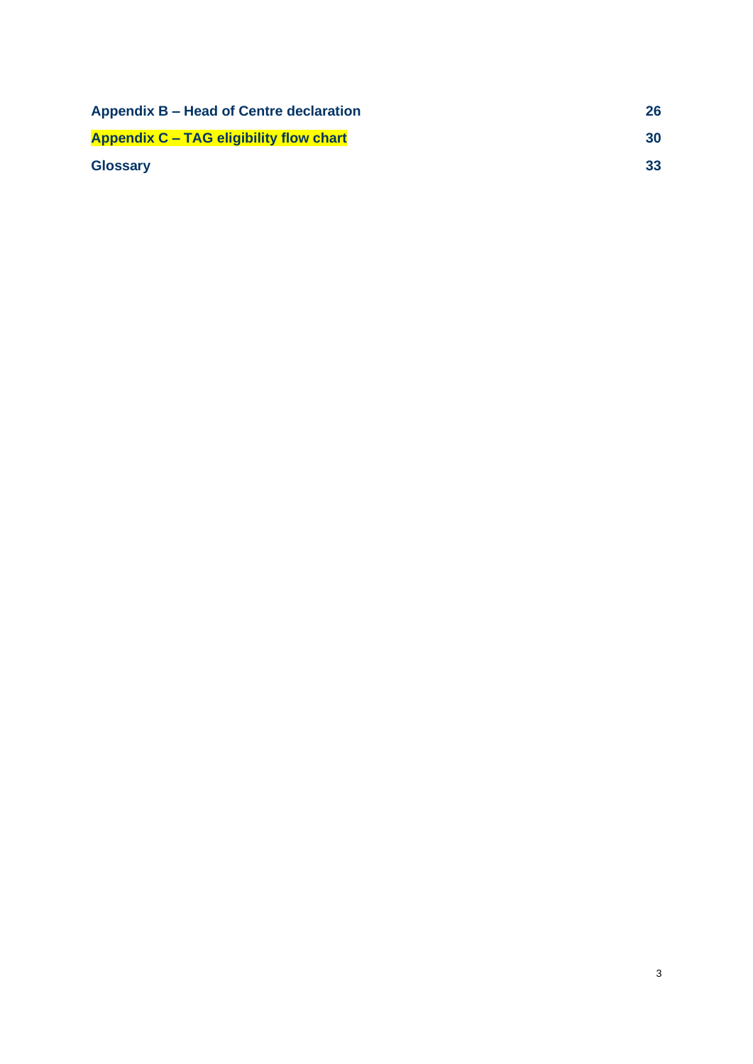| | |
|---|---|
| **Appendix B – Head of Centre declaration** | **26** |
| **Appendix C – TAG eligibility flow chart** | **30** |
| **Glossary** | **33** |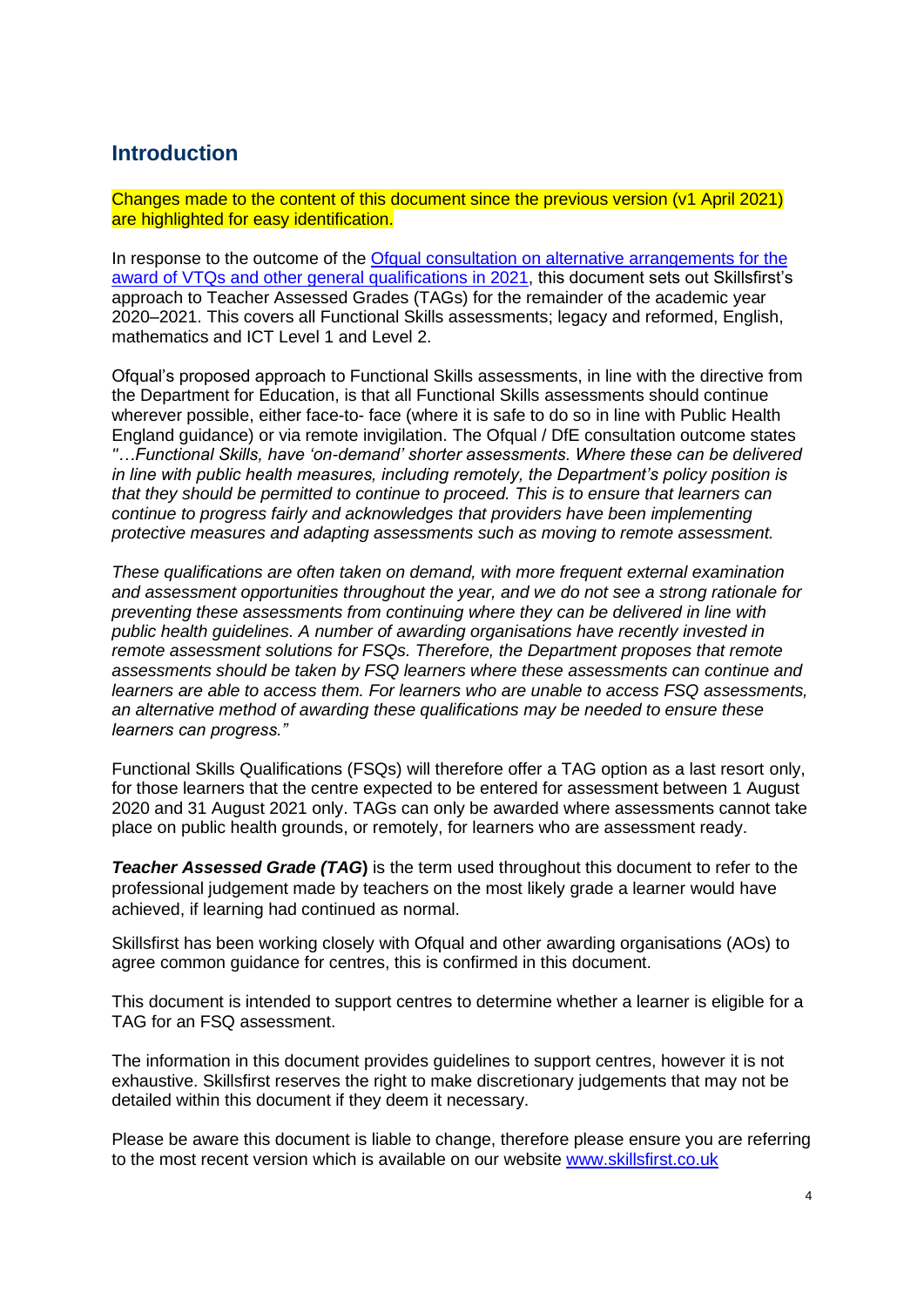## Introduction

Changes made to the content of this document since the previous version (v1 April 2021) are highlighted for easy identification.

In response to the outcome of the [Ofqual consultation on alternative arrangements for the award of VTQs and other general qualifications in 2021](), this document sets out Skillsfirst's approach to Teacher Assessed Grades (TAGs) for the remainder of the academic year 2020–2021. This covers all Functional Skills assessments; legacy and reformed, English, mathematics and ICT Level 1 and Level 2.

Ofqual's proposed approach to Functional Skills assessments, in line with the directive from the Department for Education, is that all Functional Skills assessments should continue wherever possible, either face-to- face (where it is safe to do so in line with Public Health England guidance) or via remote invigilation. The Ofqual / DfE consultation outcome states *"…Functional Skills, have 'on-demand' shorter assessments. Where these can be delivered in line with public health measures, including remotely, the Department's policy position is that they should be permitted to continue to proceed. This is to ensure that learners can continue to progress fairly and acknowledges that providers have been implementing protective measures and adapting assessments such as moving to remote assessment.*

*These qualifications are often taken on demand, with more frequent external examination and assessment opportunities throughout the year, and we do not see a strong rationale for preventing these assessments from continuing where they can be delivered in line with public health guidelines. A number of awarding organisations have recently invested in remote assessment solutions for FSQs. Therefore, the Department proposes that remote assessments should be taken by FSQ learners where these assessments can continue and learners are able to access them. For learners who are unable to access FSQ assessments, an alternative method of awarding these qualifications may be needed to ensure these learners can progress."*

Functional Skills Qualifications (FSQs) will therefore offer a TAG option as a last resort only, for those learners that the centre expected to be entered for assessment between 1 August 2020 and 31 August 2021 only. TAGs can only be awarded where assessments cannot take place on public health grounds, or remotely, for learners who are assessment ready.

***Teacher Assessed Grade (TAG)*** is the term used throughout this document to refer to the professional judgement made by teachers on the most likely grade a learner would have achieved, if learning had continued as normal.

Skillsfirst has been working closely with Ofqual and other awarding organisations (AOs) to agree common guidance for centres, this is confirmed in this document.

This document is intended to support centres to determine whether a learner is eligible for a TAG for an FSQ assessment.

The information in this document provides guidelines to support centres, however it is not exhaustive. Skillsfirst reserves the right to make discretionary judgements that may not be detailed within this document if they deem it necessary.

Please be aware this document is liable to change, therefore please ensure you are referring to the most recent version which is available on our website [www.skillsfirst.co.uk](www.skillsfirst.co.uk)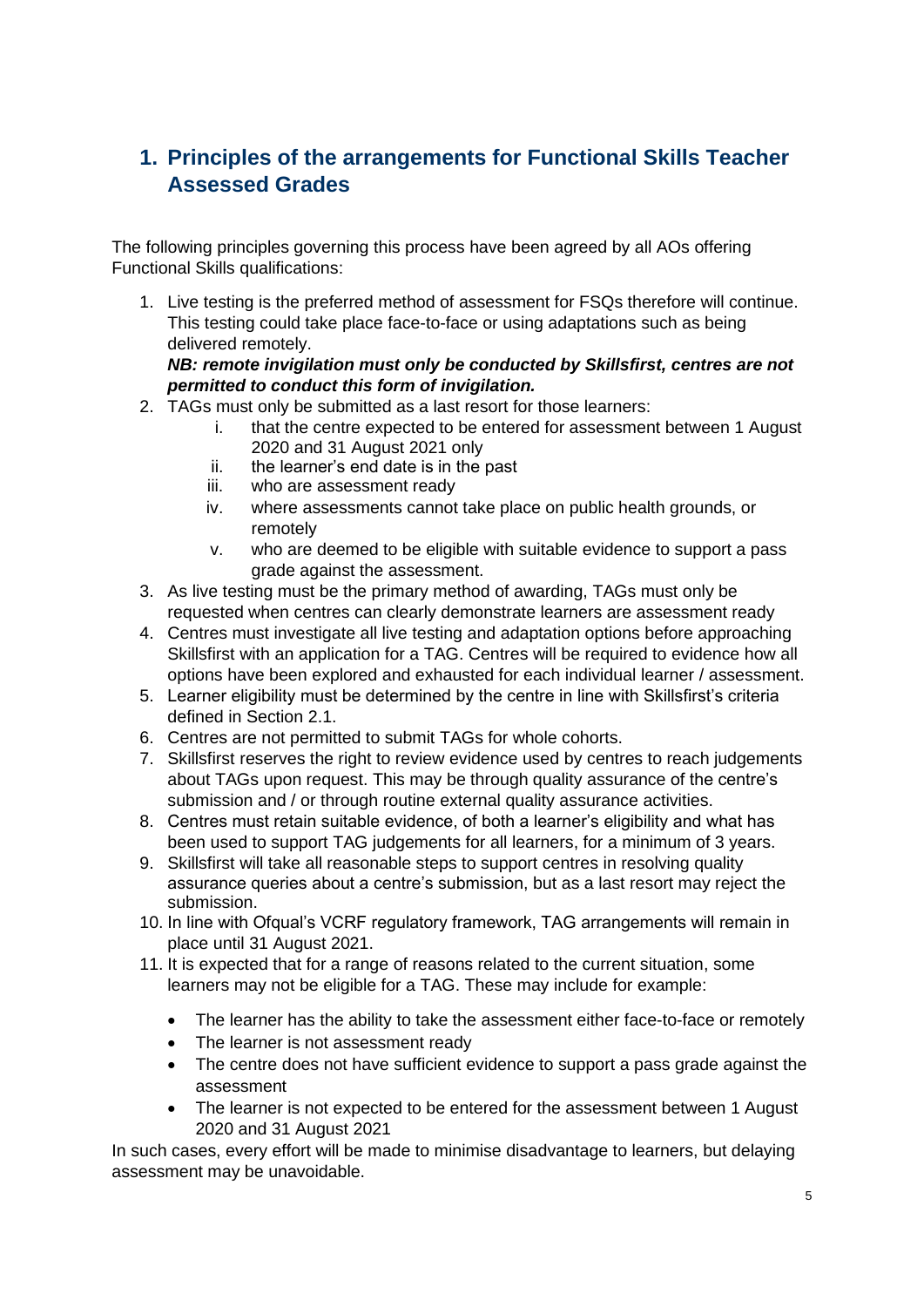# 1. Principles of the arrangements for Functional Skills Teacher Assessed Grades

The following principles governing this process have been agreed by all AOs offering Functional Skills qualifications:

1. Live testing is the preferred method of assessment for FSQs therefore will continue. This testing could take place face-to-face or using adaptations such as being delivered remotely.
   ***NB: remote invigilation must only be conducted by Skillsfirst, centres are not permitted to conduct this form of invigilation.***
2. TAGs must only be submitted as a last resort for those learners:
   1. that the centre expected to be entered for assessment between 1 August 2020 and 31 August 2021 only
   2. the learner's end date is in the past
   3. who are assessment ready
   4. where assessments cannot take place on public health grounds, or remotely
   5. who are deemed to be eligible with suitable evidence to support a pass grade against the assessment.
3. As live testing must be the primary method of awarding, TAGs must only be requested when centres can clearly demonstrate learners are assessment ready
4. Centres must investigate all live testing and adaptation options before approaching Skillsfirst with an application for a TAG. Centres will be required to evidence how all options have been explored and exhausted for each individual learner / assessment.
5. Learner eligibility must be determined by the centre in line with Skillsfirst's criteria defined in Section 2.1.
6. Centres are not permitted to submit TAGs for whole cohorts.
7. Skillsfirst reserves the right to review evidence used by centres to reach judgements about TAGs upon request. This may be through quality assurance of the centre's submission and / or through routine external quality assurance activities.
8. Centres must retain suitable evidence, of both a learner's eligibility and what has been used to support TAG judgements for all learners, for a minimum of 3 years.
9. Skillsfirst will take all reasonable steps to support centres in resolving quality assurance queries about a centre's submission, but as a last resort may reject the submission.
10. In line with Ofqual's VCRF regulatory framework, TAG arrangements will remain in place until 31 August 2021.
11. It is expected that for a range of reasons related to the current situation, some learners may not be eligible for a TAG. These may include for example:
    - The learner has the ability to take the assessment either face-to-face or remotely
    - The learner is not assessment ready
    - The centre does not have sufficient evidence to support a pass grade against the assessment
    - The learner is not expected to be entered for the assessment between 1 August 2020 and 31 August 2021

In such cases, every effort will be made to minimise disadvantage to learners, but delaying assessment may be unavoidable.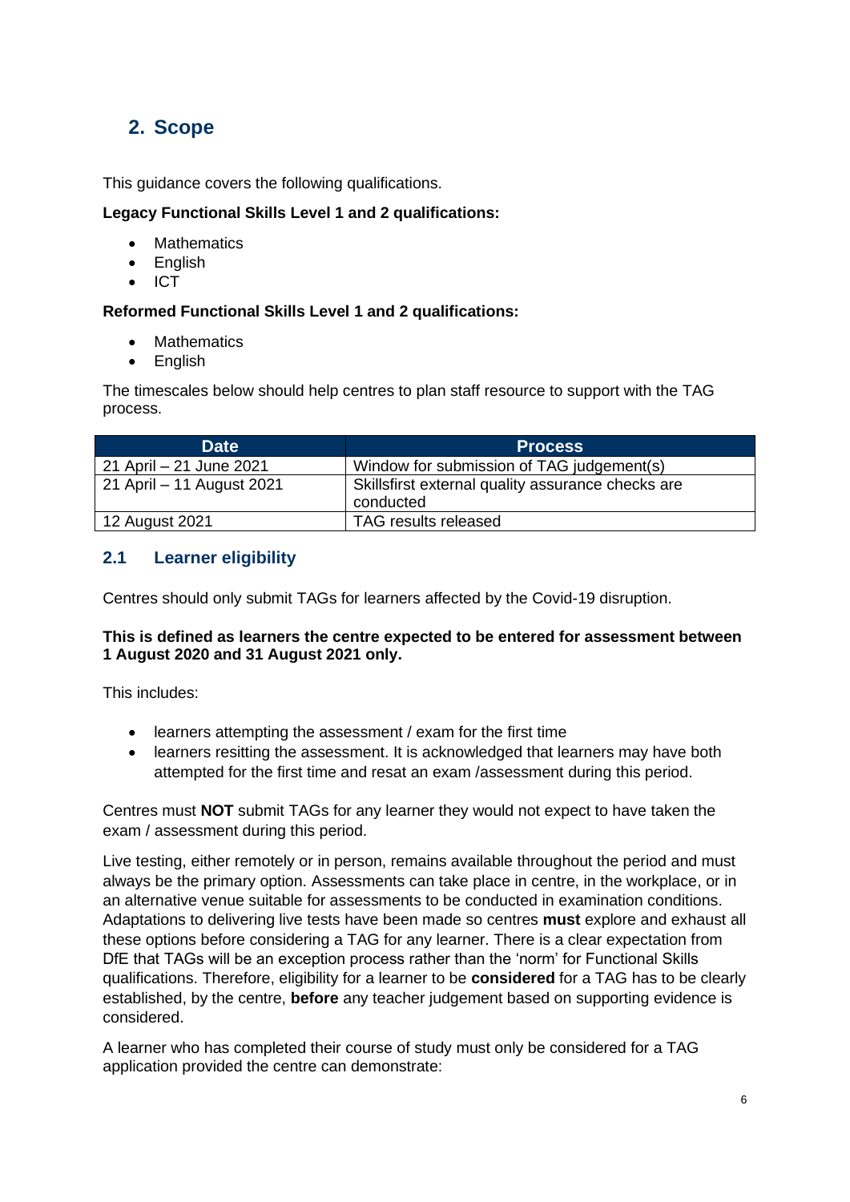## 2. Scope

This guidance covers the following qualifications.

**Legacy Functional Skills Level 1 and 2 qualifications:**

- Mathematics
- English
- ICT

**Reformed Functional Skills Level 1 and 2 qualifications:**

- Mathematics
- English

The timescales below should help centres to plan staff resource to support with the TAG process.

| Date | Process |
|---|---|
| 21 April – 21 June 2021 | Window for submission of TAG judgement(s) |
| 21 April – 11 August 2021 | Skillsfirst external quality assurance checks are conducted |
| 12 August 2021 | TAG results released |

### 2.1 Learner eligibility

Centres should only submit TAGs for learners affected by the Covid-19 disruption.

**This is defined as learners the centre expected to be entered for assessment between 1 August 2020 and 31 August 2021 only.**

This includes:

- learners attempting the assessment / exam for the first time
- learners resitting the assessment. It is acknowledged that learners may have both attempted for the first time and resat an exam /assessment during this period.

Centres must **NOT** submit TAGs for any learner they would not expect to have taken the exam / assessment during this period.

Live testing, either remotely or in person, remains available throughout the period and must always be the primary option. Assessments can take place in centre, in the workplace, or in an alternative venue suitable for assessments to be conducted in examination conditions. Adaptations to delivering live tests have been made so centres **must** explore and exhaust all these options before considering a TAG for any learner. There is a clear expectation from DfE that TAGs will be an exception process rather than the 'norm' for Functional Skills qualifications. Therefore, eligibility for a learner to be **considered** for a TAG has to be clearly established, by the centre, **before** any teacher judgement based on supporting evidence is considered.

A learner who has completed their course of study must only be considered for a TAG application provided the centre can demonstrate: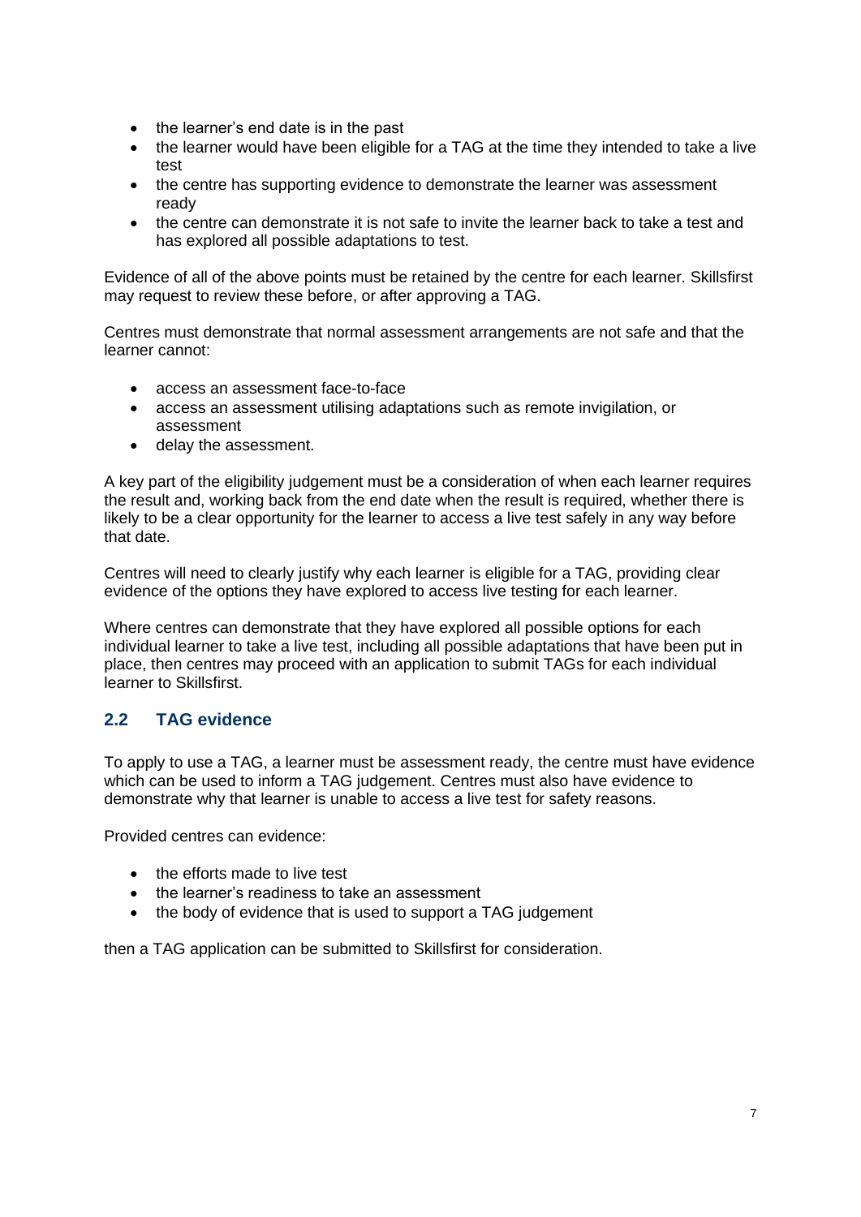- the learner's end date is in the past
- the learner would have been eligible for a TAG at the time they intended to take a live test
- the centre has supporting evidence to demonstrate the learner was assessment ready
- the centre can demonstrate it is not safe to invite the learner back to take a test and has explored all possible adaptations to test.

Evidence of all of the above points must be retained by the centre for each learner. Skillsfirst may request to review these before, or after approving a TAG.

Centres must demonstrate that normal assessment arrangements are not safe and that the learner cannot:

- access an assessment face-to-face
- access an assessment utilising adaptations such as remote invigilation, or assessment
- delay the assessment.

A key part of the eligibility judgement must be a consideration of when each learner requires the result and, working back from the end date when the result is required, whether there is likely to be a clear opportunity for the learner to access a live test safely in any way before that date.

Centres will need to clearly justify why each learner is eligible for a TAG, providing clear evidence of the options they have explored to access live testing for each learner.

Where centres can demonstrate that they have explored all possible options for each individual learner to take a live test, including all possible adaptations that have been put in place, then centres may proceed with an application to submit TAGs for each individual learner to Skillsfirst.

## 2.2 TAG evidence

To apply to use a TAG, a learner must be assessment ready, the centre must have evidence which can be used to inform a TAG judgement. Centres must also have evidence to demonstrate why that learner is unable to access a live test for safety reasons.

Provided centres can evidence:

- the efforts made to live test
- the learner's readiness to take an assessment
- the body of evidence that is used to support a TAG judgement

then a TAG application can be submitted to Skillsfirst for consideration.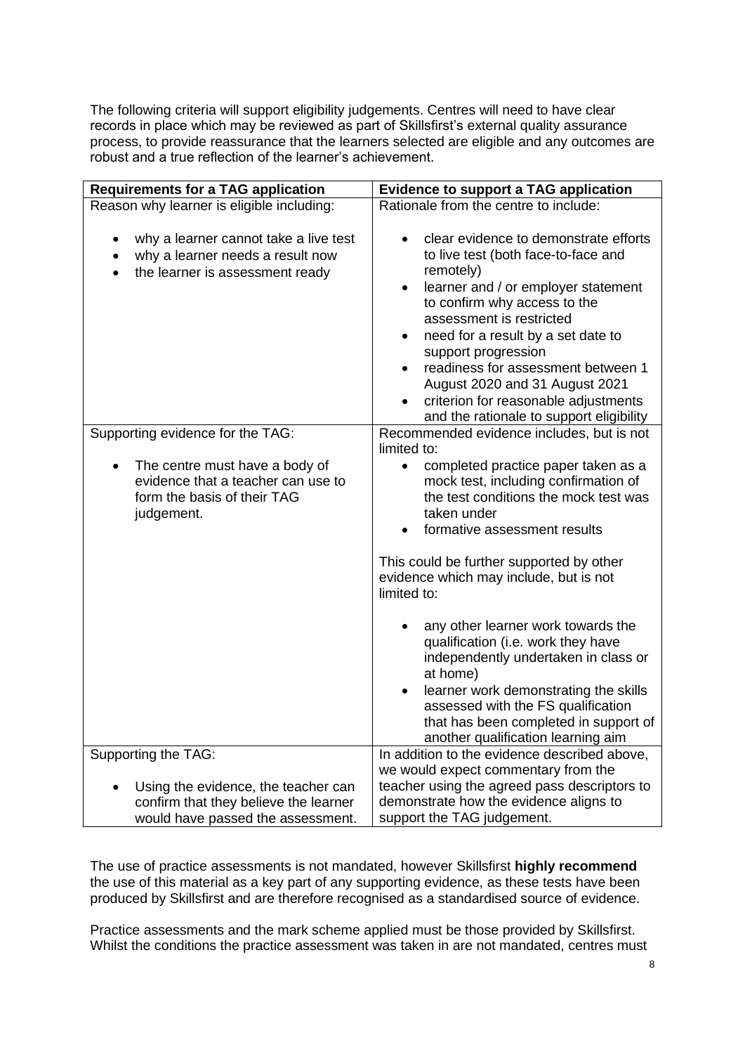The following criteria will support eligibility judgements. Centres will need to have clear records in place which may be reviewed as part of Skillsfirst's external quality assurance process, to provide reassurance that the learners selected are eligible and any outcomes are robust and a true reflection of the learner's achievement.

| Requirements for a TAG application | Evidence to support a TAG application |
|---|---|
| Reason why learner is eligible including:<br><br>• why a learner cannot take a live test<br>• why a learner needs a result now<br>• the learner is assessment ready | Rationale from the centre to include:<br><br>• clear evidence to demonstrate efforts to live test (both face-to-face and remotely)<br>• learner and / or employer statement to confirm why access to the assessment is restricted<br>• need for a result by a set date to support progression<br>• readiness for assessment between 1 August 2020 and 31 August 2021<br>• criterion for reasonable adjustments and the rationale to support eligibility |
| Supporting evidence for the TAG:<br><br>• The centre must have a body of evidence that a teacher can use to form the basis of their TAG judgement. | Recommended evidence includes, but is not limited to:<br>• completed practice paper taken as a mock test, including confirmation of the test conditions the mock test was taken under<br>• formative assessment results<br><br>This could be further supported by other evidence which may include, but is not limited to:<br><br>• any other learner work towards the qualification (i.e. work they have independently undertaken in class or at home)<br>• learner work demonstrating the skills assessed with the FS qualification that has been completed in support of another qualification learning aim |
| Supporting the TAG:<br><br>• Using the evidence, the teacher can confirm that they believe the learner would have passed the assessment. | In addition to the evidence described above, we would expect commentary from the teacher using the agreed pass descriptors to demonstrate how the evidence aligns to support the TAG judgement. |

The use of practice assessments is not mandated, however Skillsfirst **highly recommend** the use of this material as a key part of any supporting evidence, as these tests have been produced by Skillsfirst and are therefore recognised as a standardised source of evidence.

Practice assessments and the mark scheme applied must be those provided by Skillsfirst. Whilst the conditions the practice assessment was taken in are not mandated, centres must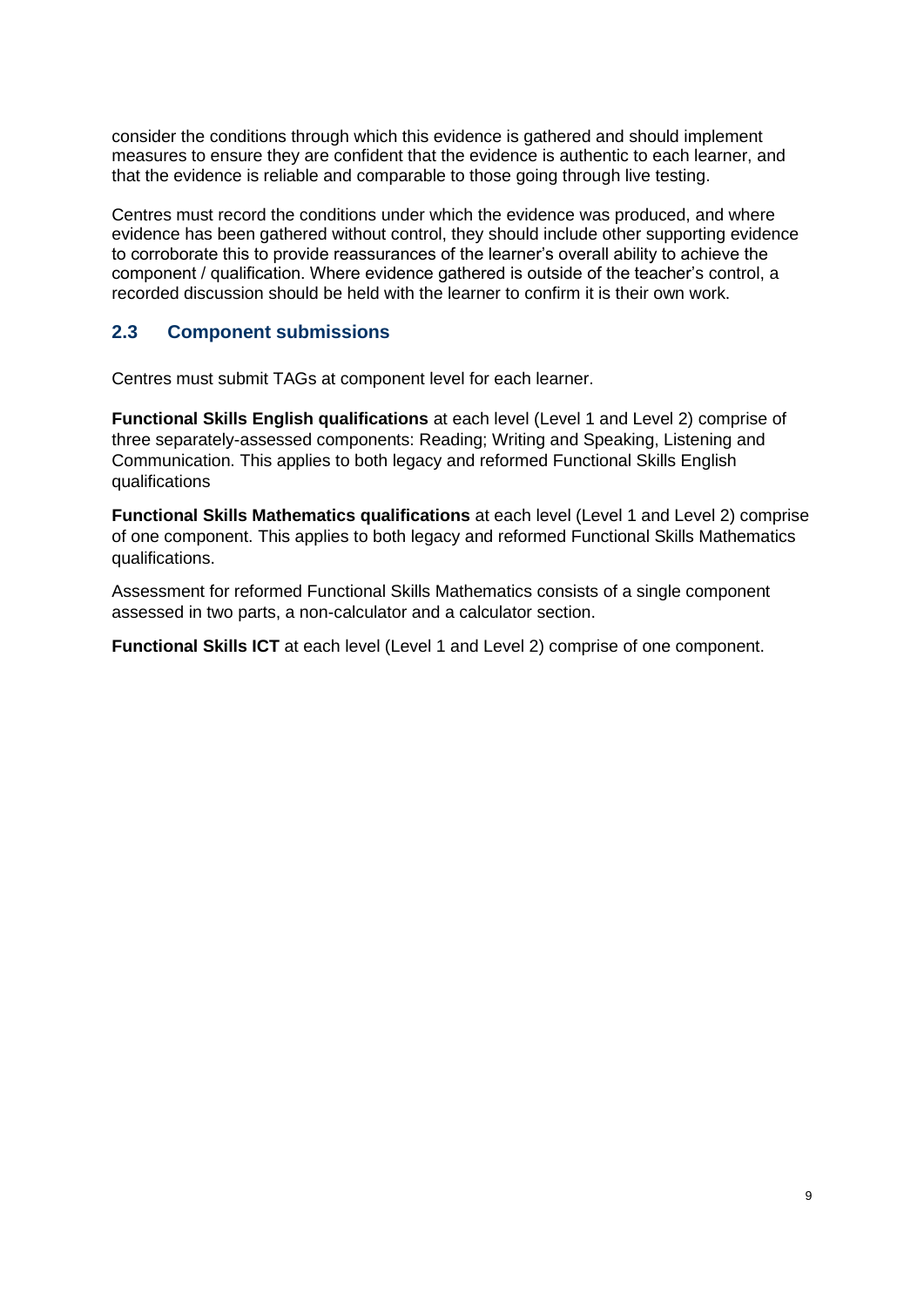consider the conditions through which this evidence is gathered and should implement measures to ensure they are confident that the evidence is authentic to each learner, and that the evidence is reliable and comparable to those going through live testing.

Centres must record the conditions under which the evidence was produced, and where evidence has been gathered without control, they should include other supporting evidence to corroborate this to provide reassurances of the learner's overall ability to achieve the component / qualification. Where evidence gathered is outside of the teacher's control, a recorded discussion should be held with the learner to confirm it is their own work.

## 2.3 Component submissions

Centres must submit TAGs at component level for each learner.

**Functional Skills English qualifications** at each level (Level 1 and Level 2) comprise of three separately-assessed components: Reading; Writing and Speaking, Listening and Communication. This applies to both legacy and reformed Functional Skills English qualifications

**Functional Skills Mathematics qualifications** at each level (Level 1 and Level 2) comprise of one component. This applies to both legacy and reformed Functional Skills Mathematics qualifications.

Assessment for reformed Functional Skills Mathematics consists of a single component assessed in two parts, a non-calculator and a calculator section.

**Functional Skills ICT** at each level (Level 1 and Level 2) comprise of one component.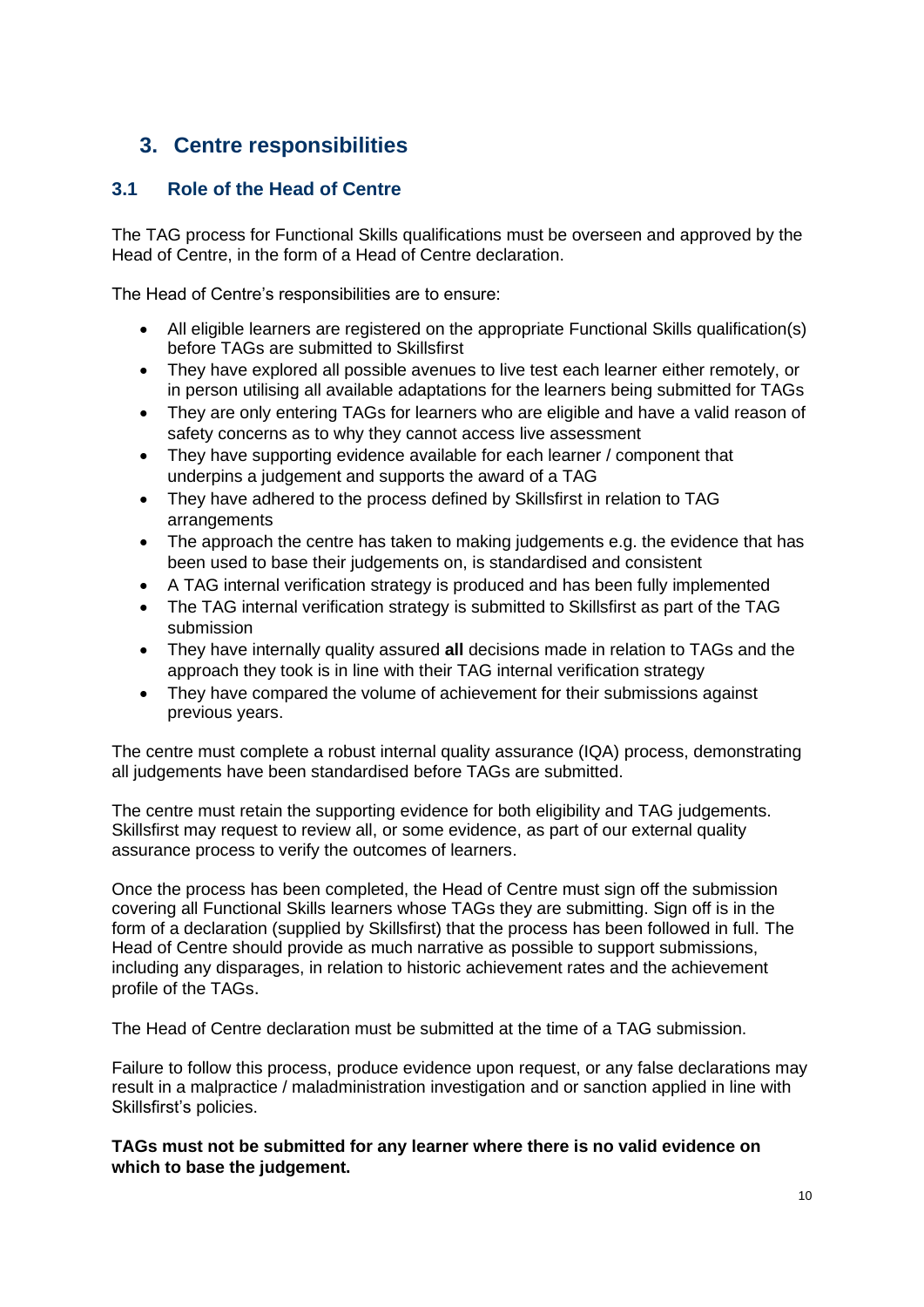## 3. Centre responsibilities

### 3.1 Role of the Head of Centre

The TAG process for Functional Skills qualifications must be overseen and approved by the Head of Centre, in the form of a Head of Centre declaration.

The Head of Centre's responsibilities are to ensure:

- All eligible learners are registered on the appropriate Functional Skills qualification(s) before TAGs are submitted to Skillsfirst
- They have explored all possible avenues to live test each learner either remotely, or in person utilising all available adaptations for the learners being submitted for TAGs
- They are only entering TAGs for learners who are eligible and have a valid reason of safety concerns as to why they cannot access live assessment
- They have supporting evidence available for each learner / component that underpins a judgement and supports the award of a TAG
- They have adhered to the process defined by Skillsfirst in relation to TAG arrangements
- The approach the centre has taken to making judgements e.g. the evidence that has been used to base their judgements on, is standardised and consistent
- A TAG internal verification strategy is produced and has been fully implemented
- The TAG internal verification strategy is submitted to Skillsfirst as part of the TAG submission
- They have internally quality assured **all** decisions made in relation to TAGs and the approach they took is in line with their TAG internal verification strategy
- They have compared the volume of achievement for their submissions against previous years.

The centre must complete a robust internal quality assurance (IQA) process, demonstrating all judgements have been standardised before TAGs are submitted.

The centre must retain the supporting evidence for both eligibility and TAG judgements. Skillsfirst may request to review all, or some evidence, as part of our external quality assurance process to verify the outcomes of learners.

Once the process has been completed, the Head of Centre must sign off the submission covering all Functional Skills learners whose TAGs they are submitting. Sign off is in the form of a declaration (supplied by Skillsfirst) that the process has been followed in full. The Head of Centre should provide as much narrative as possible to support submissions, including any disparages, in relation to historic achievement rates and the achievement profile of the TAGs.

The Head of Centre declaration must be submitted at the time of a TAG submission.

Failure to follow this process, produce evidence upon request, or any false declarations may result in a malpractice / maladministration investigation and or sanction applied in line with Skillsfirst's policies.

**TAGs must not be submitted for any learner where there is no valid evidence on which to base the judgement.**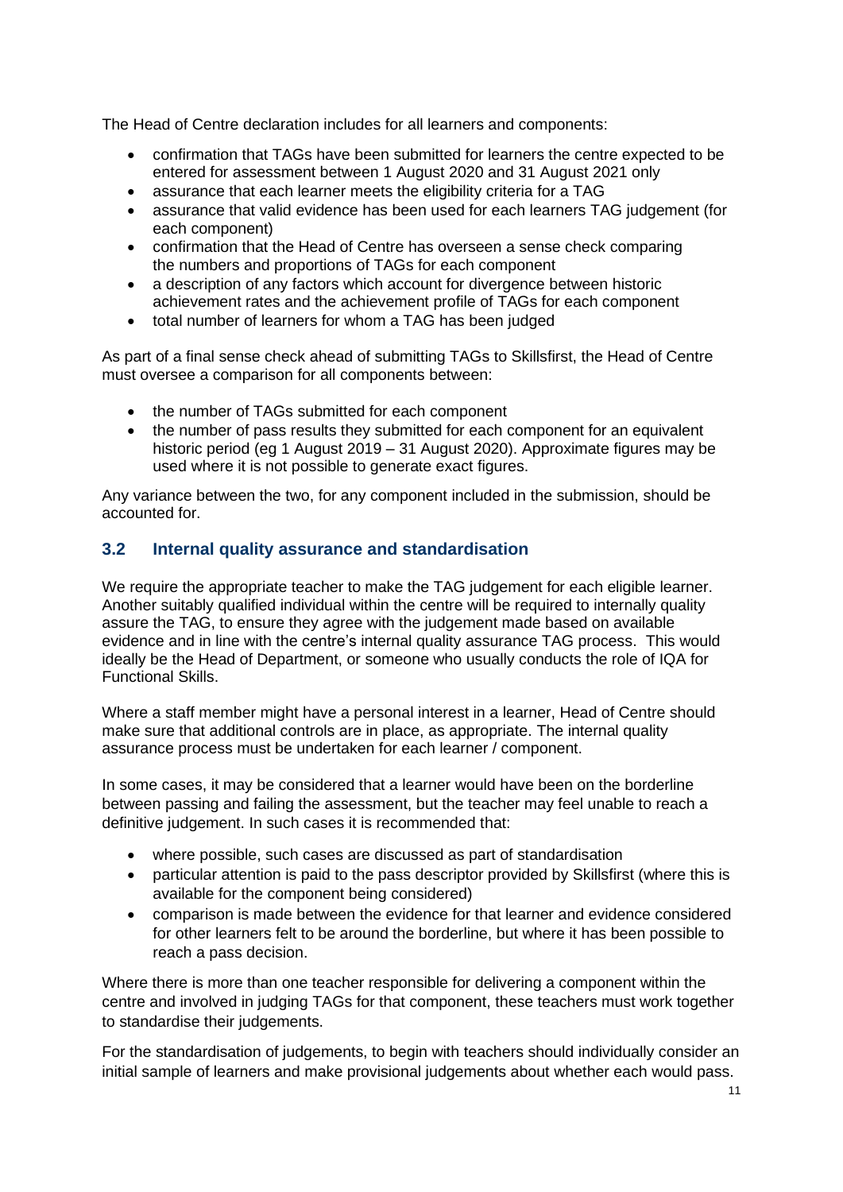The Head of Centre declaration includes for all learners and components:

- confirmation that TAGs have been submitted for learners the centre expected to be entered for assessment between 1 August 2020 and 31 August 2021 only
- assurance that each learner meets the eligibility criteria for a TAG
- assurance that valid evidence has been used for each learners TAG judgement (for each component)
- confirmation that the Head of Centre has overseen a sense check comparing the numbers and proportions of TAGs for each component
- a description of any factors which account for divergence between historic achievement rates and the achievement profile of TAGs for each component
- total number of learners for whom a TAG has been judged

As part of a final sense check ahead of submitting TAGs to Skillsfirst, the Head of Centre must oversee a comparison for all components between:

- the number of TAGs submitted for each component
- the number of pass results they submitted for each component for an equivalent historic period (eg 1 August 2019 – 31 August 2020). Approximate figures may be used where it is not possible to generate exact figures.

Any variance between the two, for any component included in the submission, should be accounted for.

## 3.2 Internal quality assurance and standardisation

We require the appropriate teacher to make the TAG judgement for each eligible learner. Another suitably qualified individual within the centre will be required to internally quality assure the TAG, to ensure they agree with the judgement made based on available evidence and in line with the centre's internal quality assurance TAG process. This would ideally be the Head of Department, or someone who usually conducts the role of IQA for Functional Skills.

Where a staff member might have a personal interest in a learner, Head of Centre should make sure that additional controls are in place, as appropriate. The internal quality assurance process must be undertaken for each learner / component.

In some cases, it may be considered that a learner would have been on the borderline between passing and failing the assessment, but the teacher may feel unable to reach a definitive judgement. In such cases it is recommended that:

- where possible, such cases are discussed as part of standardisation
- particular attention is paid to the pass descriptor provided by Skillsfirst (where this is available for the component being considered)
- comparison is made between the evidence for that learner and evidence considered for other learners felt to be around the borderline, but where it has been possible to reach a pass decision.

Where there is more than one teacher responsible for delivering a component within the centre and involved in judging TAGs for that component, these teachers must work together to standardise their judgements.

For the standardisation of judgements, to begin with teachers should individually consider an initial sample of learners and make provisional judgements about whether each would pass.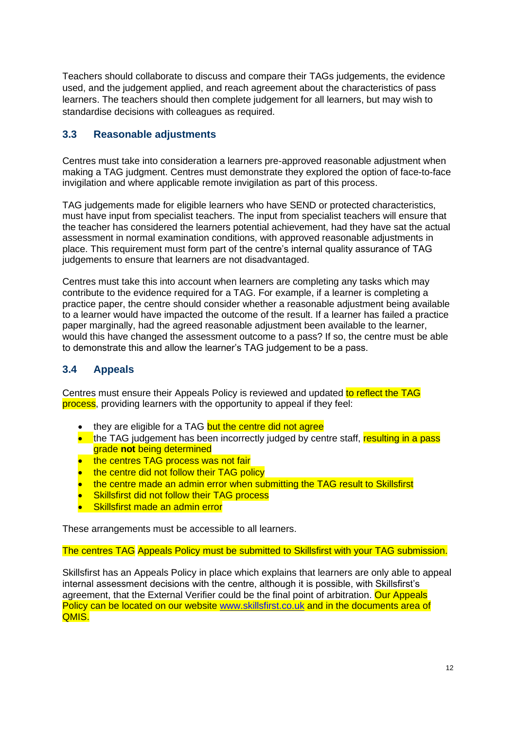Teachers should collaborate to discuss and compare their TAGs judgements, the evidence used, and the judgement applied, and reach agreement about the characteristics of pass learners. The teachers should then complete judgement for all learners, but may wish to standardise decisions with colleagues as required.

### 3.3 Reasonable adjustments

Centres must take into consideration a learners pre-approved reasonable adjustment when making a TAG judgment. Centres must demonstrate they explored the option of face-to-face invigilation and where applicable remote invigilation as part of this process.

TAG judgements made for eligible learners who have SEND or protected characteristics, must have input from specialist teachers. The input from specialist teachers will ensure that the teacher has considered the learners potential achievement, had they have sat the actual assessment in normal examination conditions, with approved reasonable adjustments in place. This requirement must form part of the centre's internal quality assurance of TAG judgements to ensure that learners are not disadvantaged.

Centres must take this into account when learners are completing any tasks which may contribute to the evidence required for a TAG. For example, if a learner is completing a practice paper, the centre should consider whether a reasonable adjustment being available to a learner would have impacted the outcome of the result. If a learner has failed a practice paper marginally, had the agreed reasonable adjustment been available to the learner, would this have changed the assessment outcome to a pass? If so, the centre must be able to demonstrate this and allow the learner's TAG judgement to be a pass.

### 3.4 Appeals

Centres must ensure their Appeals Policy is reviewed and updated to reflect the TAG process, providing learners with the opportunity to appeal if they feel:

- they are eligible for a TAG but the centre did not agree
- the TAG judgement has been incorrectly judged by centre staff, resulting in a pass grade **not** being determined
- the centres TAG process was not fair
- the centre did not follow their TAG policy
- the centre made an admin error when submitting the TAG result to Skillsfirst
- Skillsfirst did not follow their TAG process
- Skillsfirst made an admin error

These arrangements must be accessible to all learners.

The centres TAG Appeals Policy must be submitted to Skillsfirst with your TAG submission.

Skillsfirst has an Appeals Policy in place which explains that learners are only able to appeal internal assessment decisions with the centre, although it is possible, with Skillsfirst's agreement, that the External Verifier could be the final point of arbitration. Our Appeals Policy can be located on our website www.skillsfirst.co.uk and in the documents area of QMIS.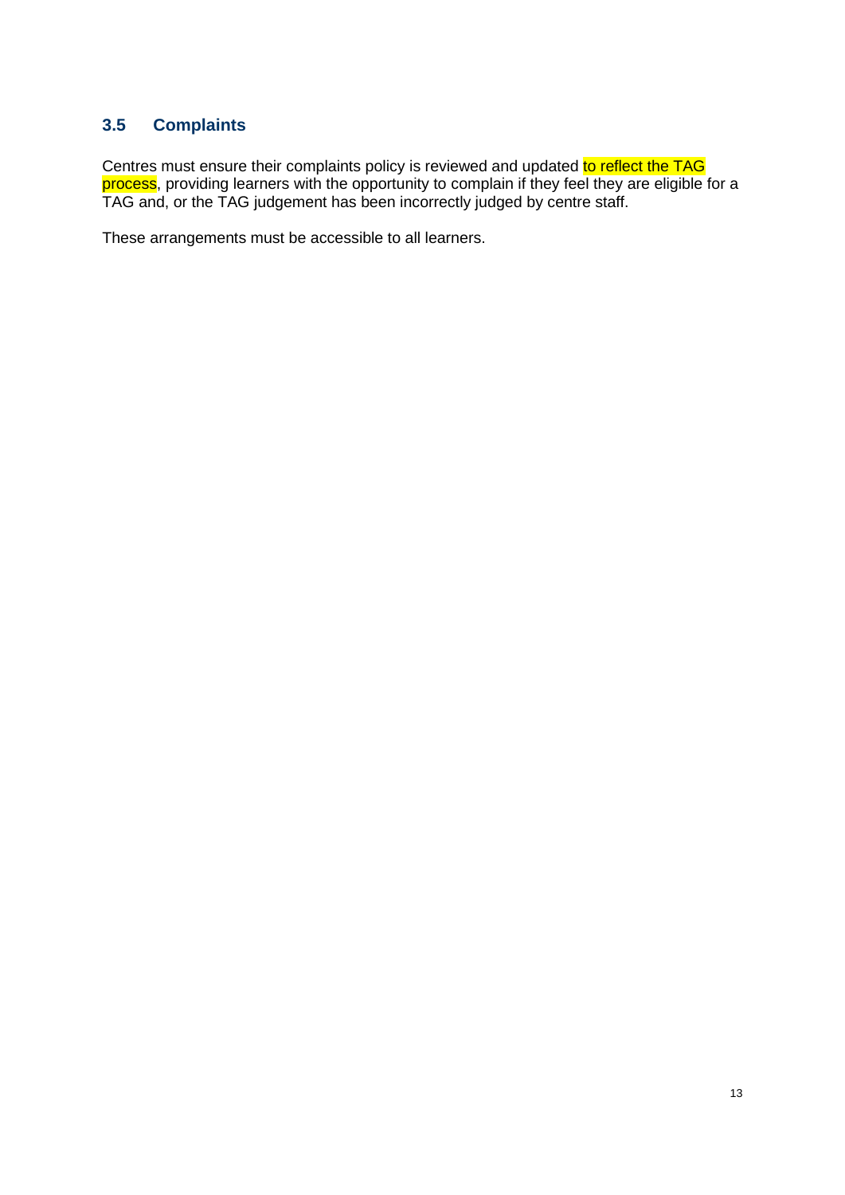### 3.5 Complaints

Centres must ensure their complaints policy is reviewed and updated to reflect the TAG process, providing learners with the opportunity to complain if they feel they are eligible for a TAG and, or the TAG judgement has been incorrectly judged by centre staff.

These arrangements must be accessible to all learners.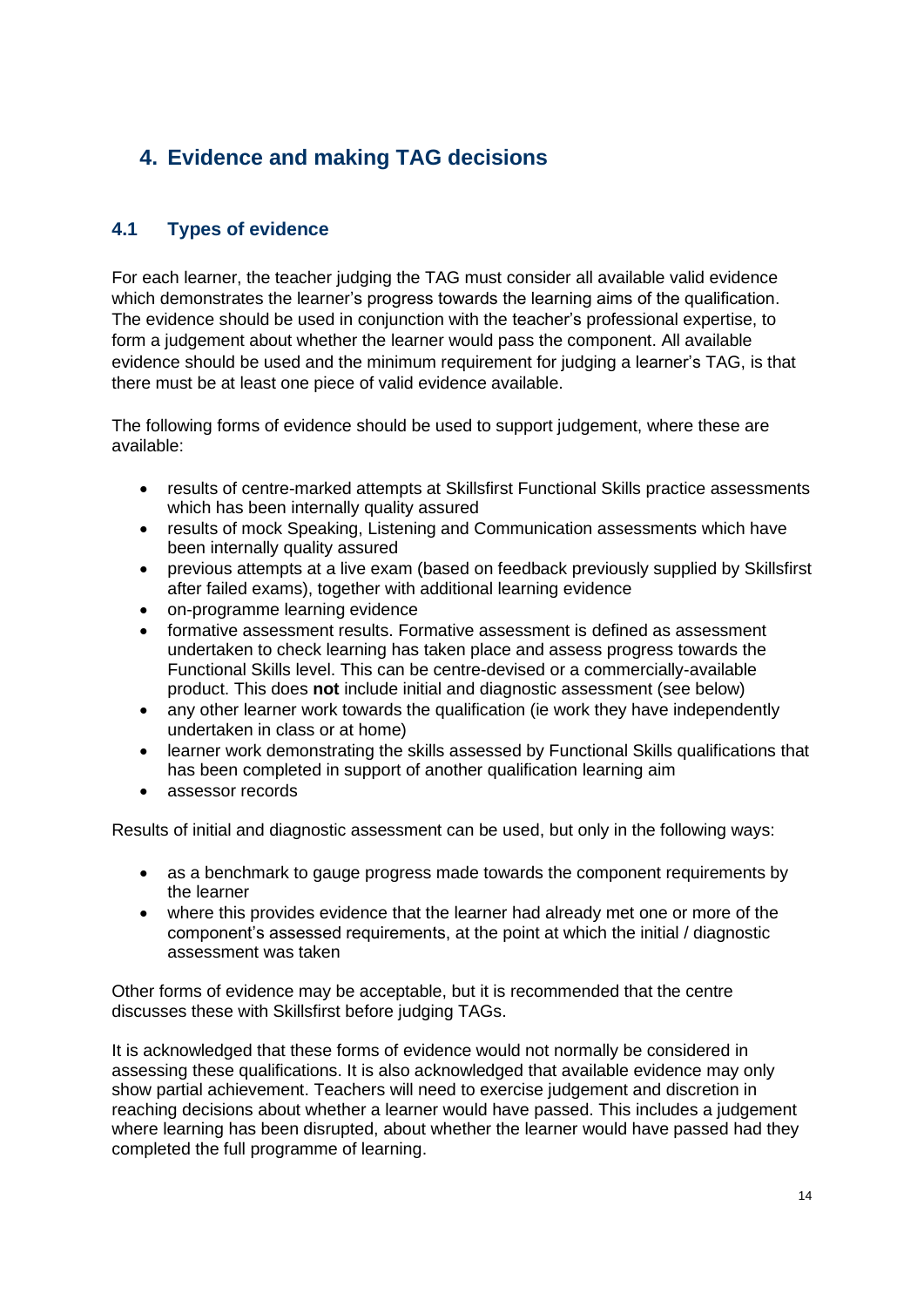## 4. Evidence and making TAG decisions

### 4.1 Types of evidence

For each learner, the teacher judging the TAG must consider all available valid evidence which demonstrates the learner's progress towards the learning aims of the qualification. The evidence should be used in conjunction with the teacher's professional expertise, to form a judgement about whether the learner would pass the component. All available evidence should be used and the minimum requirement for judging a learner's TAG, is that there must be at least one piece of valid evidence available.

The following forms of evidence should be used to support judgement, where these are available:

- results of centre-marked attempts at Skillsfirst Functional Skills practice assessments which has been internally quality assured
- results of mock Speaking, Listening and Communication assessments which have been internally quality assured
- previous attempts at a live exam (based on feedback previously supplied by Skillsfirst after failed exams), together with additional learning evidence
- on-programme learning evidence
- formative assessment results. Formative assessment is defined as assessment undertaken to check learning has taken place and assess progress towards the Functional Skills level. This can be centre-devised or a commercially-available product. This does **not** include initial and diagnostic assessment (see below)
- any other learner work towards the qualification (ie work they have independently undertaken in class or at home)
- learner work demonstrating the skills assessed by Functional Skills qualifications that has been completed in support of another qualification learning aim
- assessor records

Results of initial and diagnostic assessment can be used, but only in the following ways:

- as a benchmark to gauge progress made towards the component requirements by the learner
- where this provides evidence that the learner had already met one or more of the component's assessed requirements, at the point at which the initial / diagnostic assessment was taken

Other forms of evidence may be acceptable, but it is recommended that the centre discusses these with Skillsfirst before judging TAGs.

It is acknowledged that these forms of evidence would not normally be considered in assessing these qualifications. It is also acknowledged that available evidence may only show partial achievement. Teachers will need to exercise judgement and discretion in reaching decisions about whether a learner would have passed. This includes a judgement where learning has been disrupted, about whether the learner would have passed had they completed the full programme of learning.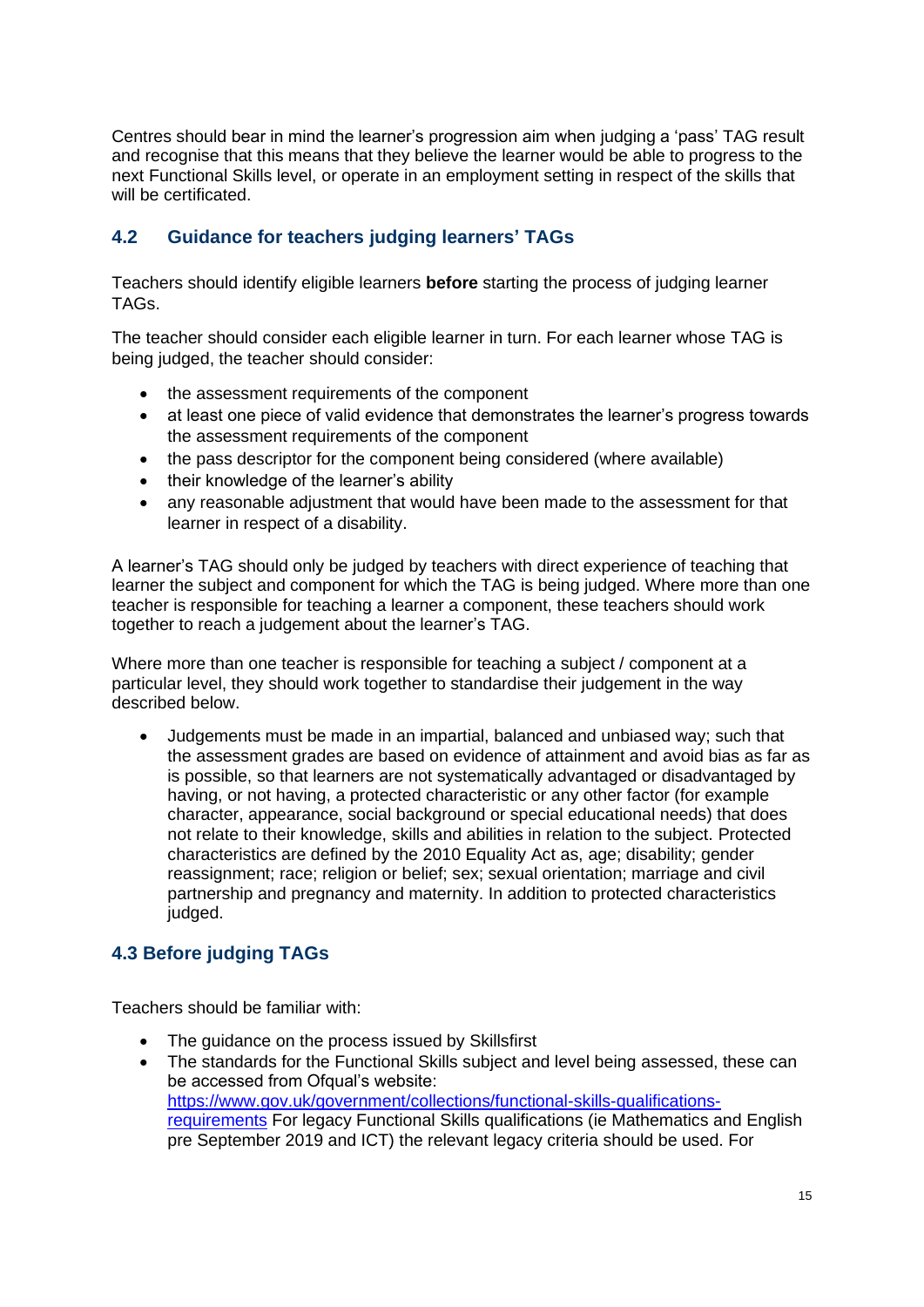Centres should bear in mind the learner's progression aim when judging a 'pass' TAG result and recognise that this means that they believe the learner would be able to progress to the next Functional Skills level, or operate in an employment setting in respect of the skills that will be certificated.

## 4.2 Guidance for teachers judging learners' TAGs

Teachers should identify eligible learners **before** starting the process of judging learner TAGs.

The teacher should consider each eligible learner in turn. For each learner whose TAG is being judged, the teacher should consider:

- the assessment requirements of the component
- at least one piece of valid evidence that demonstrates the learner's progress towards the assessment requirements of the component
- the pass descriptor for the component being considered (where available)
- their knowledge of the learner's ability
- any reasonable adjustment that would have been made to the assessment for that learner in respect of a disability.

A learner's TAG should only be judged by teachers with direct experience of teaching that learner the subject and component for which the TAG is being judged. Where more than one teacher is responsible for teaching a learner a component, these teachers should work together to reach a judgement about the learner's TAG.

Where more than one teacher is responsible for teaching a subject / component at a particular level, they should work together to standardise their judgement in the way described below.

- Judgements must be made in an impartial, balanced and unbiased way; such that the assessment grades are based on evidence of attainment and avoid bias as far as is possible, so that learners are not systematically advantaged or disadvantaged by having, or not having, a protected characteristic or any other factor (for example character, appearance, social background or special educational needs) that does not relate to their knowledge, skills and abilities in relation to the subject. Protected characteristics are defined by the 2010 Equality Act as, age; disability; gender reassignment; race; religion or belief; sex; sexual orientation; marriage and civil partnership and pregnancy and maternity. In addition to protected characteristics judged.

## 4.3 Before judging TAGs

Teachers should be familiar with:

- The guidance on the process issued by Skillsfirst
- The standards for the Functional Skills subject and level being assessed, these can be accessed from Ofqual's website: [https://www.gov.uk/government/collections/functional-skills-qualifications-requirements](https://www.gov.uk/government/collections/functional-skills-qualifications-requirements) For legacy Functional Skills qualifications (ie Mathematics and English pre September 2019 and ICT) the relevant legacy criteria should be used. For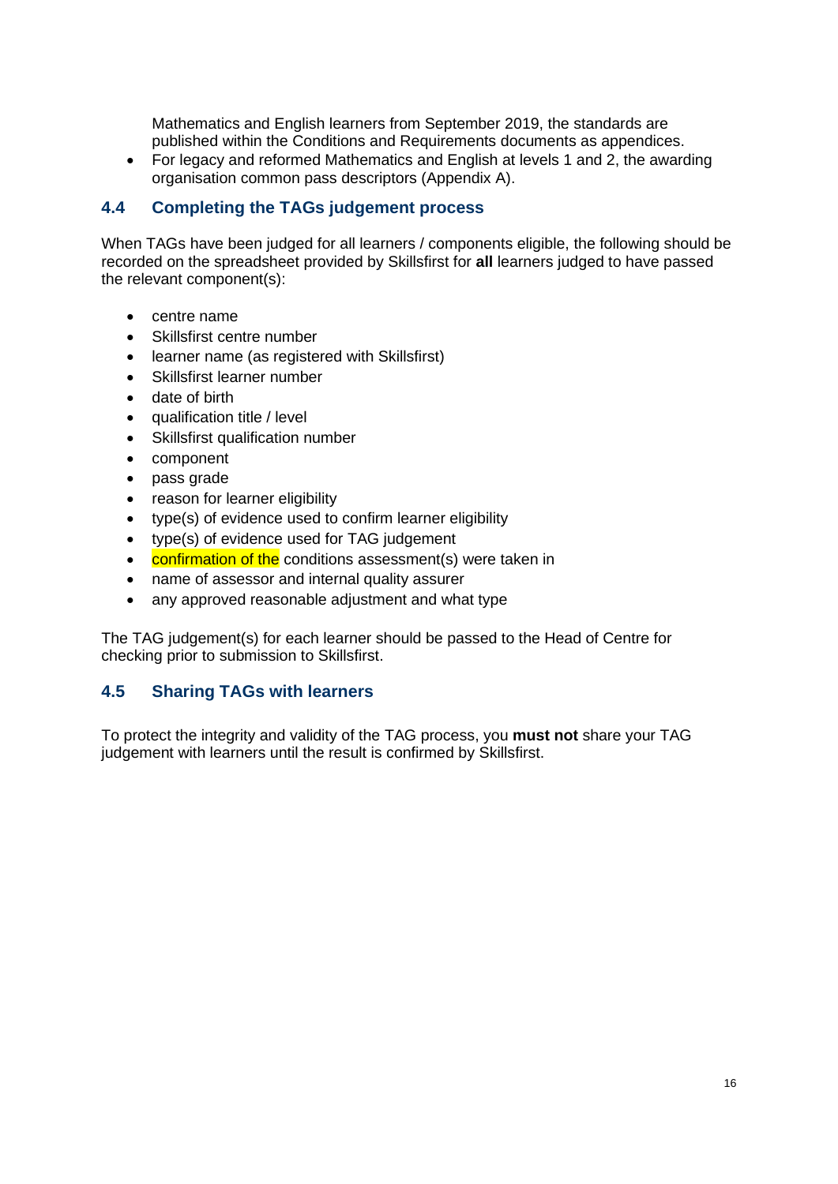Mathematics and English learners from September 2019, the standards are published within the Conditions and Requirements documents as appendices.
- For legacy and reformed Mathematics and English at levels 1 and 2, the awarding organisation common pass descriptors (Appendix A).

## 4.4 Completing the TAGs judgement process

When TAGs have been judged for all learners / components eligible, the following should be recorded on the spreadsheet provided by Skillsfirst for **all** learners judged to have passed the relevant component(s):

- centre name
- Skillsfirst centre number
- learner name (as registered with Skillsfirst)
- Skillsfirst learner number
- date of birth
- qualification title / level
- Skillsfirst qualification number
- component
- pass grade
- reason for learner eligibility
- type(s) of evidence used to confirm learner eligibility
- type(s) of evidence used for TAG judgement
- confirmation of the conditions assessment(s) were taken in
- name of assessor and internal quality assurer
- any approved reasonable adjustment and what type

The TAG judgement(s) for each learner should be passed to the Head of Centre for checking prior to submission to Skillsfirst.

## 4.5 Sharing TAGs with learners

To protect the integrity and validity of the TAG process, you **must not** share your TAG judgement with learners until the result is confirmed by Skillsfirst.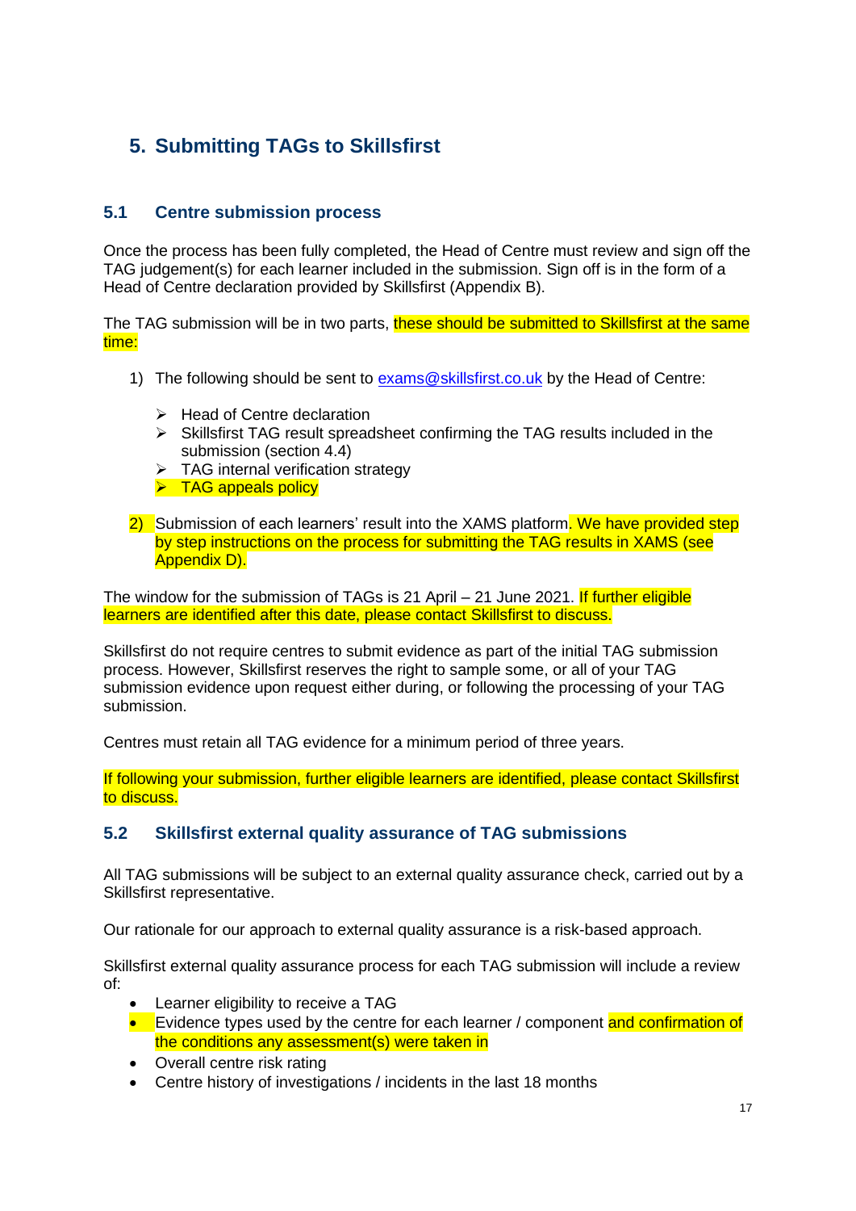## 5. Submitting TAGs to Skillsfirst

### 5.1 Centre submission process

Once the process has been fully completed, the Head of Centre must review and sign off the TAG judgement(s) for each learner included in the submission. Sign off is in the form of a Head of Centre declaration provided by Skillsfirst (Appendix B).

The TAG submission will be in two parts, these should be submitted to Skillsfirst at the same time:

1) The following should be sent to exams@skillsfirst.co.uk by the Head of Centre:

   - Head of Centre declaration
   - Skillsfirst TAG result spreadsheet confirming the TAG results included in the submission (section 4.4)
   - TAG internal verification strategy
   - TAG appeals policy

2) Submission of each learners' result into the XAMS platform. We have provided step by step instructions on the process for submitting the TAG results in XAMS (see Appendix D).

The window for the submission of TAGs is 21 April – 21 June 2021. If further eligible learners are identified after this date, please contact Skillsfirst to discuss.

Skillsfirst do not require centres to submit evidence as part of the initial TAG submission process. However, Skillsfirst reserves the right to sample some, or all of your TAG submission evidence upon request either during, or following the processing of your TAG submission.

Centres must retain all TAG evidence for a minimum period of three years.

If following your submission, further eligible learners are identified, please contact Skillsfirst to discuss.

### 5.2 Skillsfirst external quality assurance of TAG submissions

All TAG submissions will be subject to an external quality assurance check, carried out by a Skillsfirst representative.

Our rationale for our approach to external quality assurance is a risk-based approach.

Skillsfirst external quality assurance process for each TAG submission will include a review of:

- Learner eligibility to receive a TAG
- Evidence types used by the centre for each learner / component and confirmation of the conditions any assessment(s) were taken in
- Overall centre risk rating
- Centre history of investigations / incidents in the last 18 months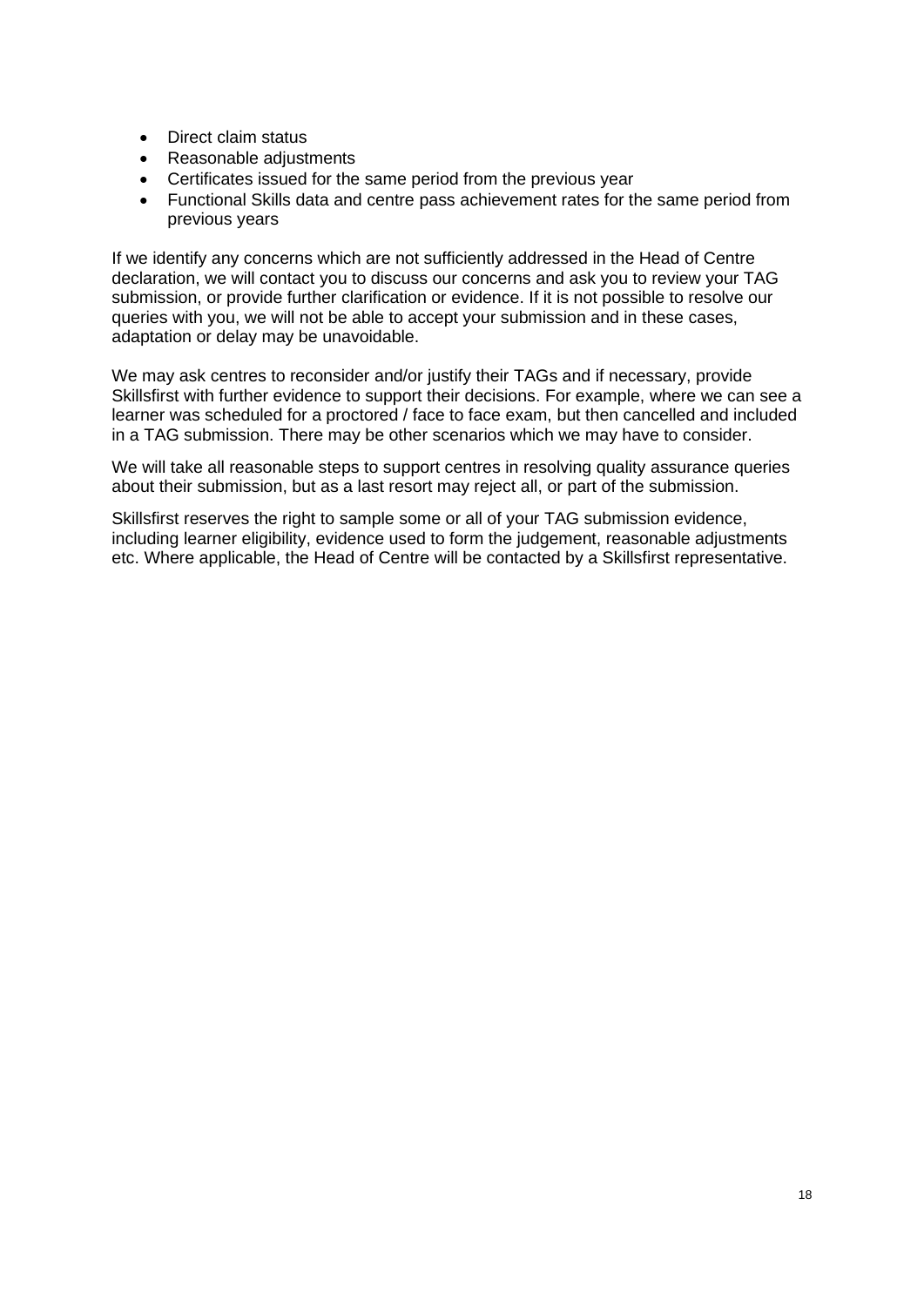- Direct claim status
- Reasonable adjustments
- Certificates issued for the same period from the previous year
- Functional Skills data and centre pass achievement rates for the same period from previous years

If we identify any concerns which are not sufficiently addressed in the Head of Centre declaration, we will contact you to discuss our concerns and ask you to review your TAG submission, or provide further clarification or evidence. If it is not possible to resolve our queries with you, we will not be able to accept your submission and in these cases, adaptation or delay may be unavoidable.

We may ask centres to reconsider and/or justify their TAGs and if necessary, provide Skillsfirst with further evidence to support their decisions. For example, where we can see a learner was scheduled for a proctored / face to face exam, but then cancelled and included in a TAG submission. There may be other scenarios which we may have to consider.

We will take all reasonable steps to support centres in resolving quality assurance queries about their submission, but as a last resort may reject all, or part of the submission.

Skillsfirst reserves the right to sample some or all of your TAG submission evidence, including learner eligibility, evidence used to form the judgement, reasonable adjustments etc. Where applicable, the Head of Centre will be contacted by a Skillsfirst representative.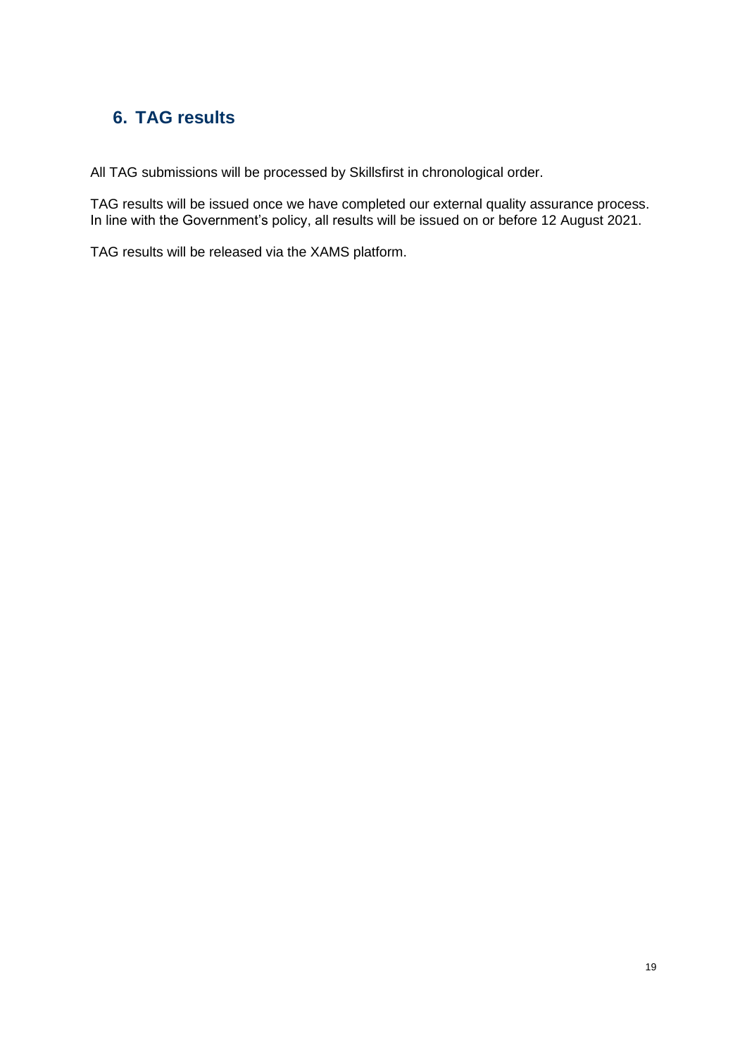## 6. TAG results

All TAG submissions will be processed by Skillsfirst in chronological order.

TAG results will be issued once we have completed our external quality assurance process. In line with the Government's policy, all results will be issued on or before 12 August 2021.

TAG results will be released via the XAMS platform.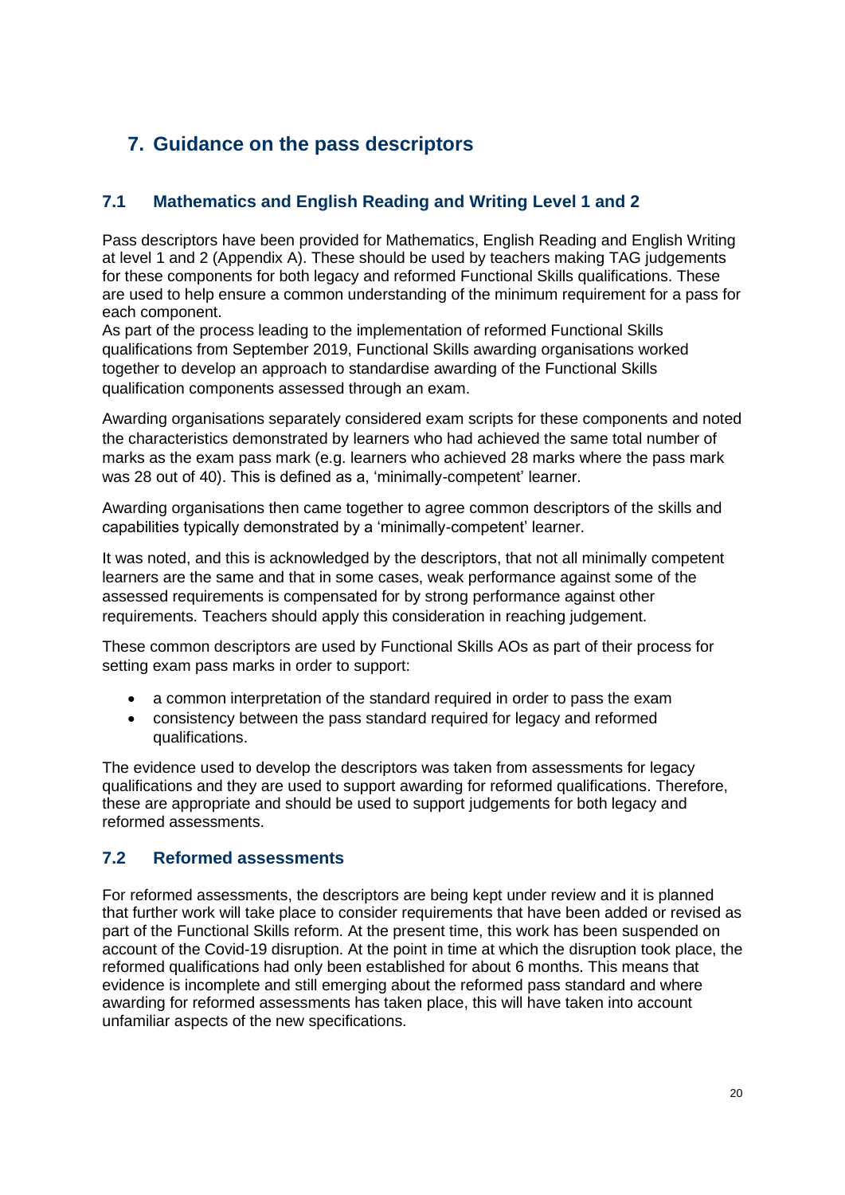## 7. Guidance on the pass descriptors

### 7.1 Mathematics and English Reading and Writing Level 1 and 2

Pass descriptors have been provided for Mathematics, English Reading and English Writing at level 1 and 2 (Appendix A). These should be used by teachers making TAG judgements for these components for both legacy and reformed Functional Skills qualifications. These are used to help ensure a common understanding of the minimum requirement for a pass for each component.

As part of the process leading to the implementation of reformed Functional Skills qualifications from September 2019, Functional Skills awarding organisations worked together to develop an approach to standardise awarding of the Functional Skills qualification components assessed through an exam.

Awarding organisations separately considered exam scripts for these components and noted the characteristics demonstrated by learners who had achieved the same total number of marks as the exam pass mark (e.g. learners who achieved 28 marks where the pass mark was 28 out of 40). This is defined as a, 'minimally-competent' learner.

Awarding organisations then came together to agree common descriptors of the skills and capabilities typically demonstrated by a 'minimally-competent' learner.

It was noted, and this is acknowledged by the descriptors, that not all minimally competent learners are the same and that in some cases, weak performance against some of the assessed requirements is compensated for by strong performance against other requirements. Teachers should apply this consideration in reaching judgement.

These common descriptors are used by Functional Skills AOs as part of their process for setting exam pass marks in order to support:

- a common interpretation of the standard required in order to pass the exam
- consistency between the pass standard required for legacy and reformed qualifications.

The evidence used to develop the descriptors was taken from assessments for legacy qualifications and they are used to support awarding for reformed qualifications. Therefore, these are appropriate and should be used to support judgements for both legacy and reformed assessments.

### 7.2 Reformed assessments

For reformed assessments, the descriptors are being kept under review and it is planned that further work will take place to consider requirements that have been added or revised as part of the Functional Skills reform. At the present time, this work has been suspended on account of the Covid-19 disruption. At the point in time at which the disruption took place, the reformed qualifications had only been established for about 6 months. This means that evidence is incomplete and still emerging about the reformed pass standard and where awarding for reformed assessments has taken place, this will have taken into account unfamiliar aspects of the new specifications.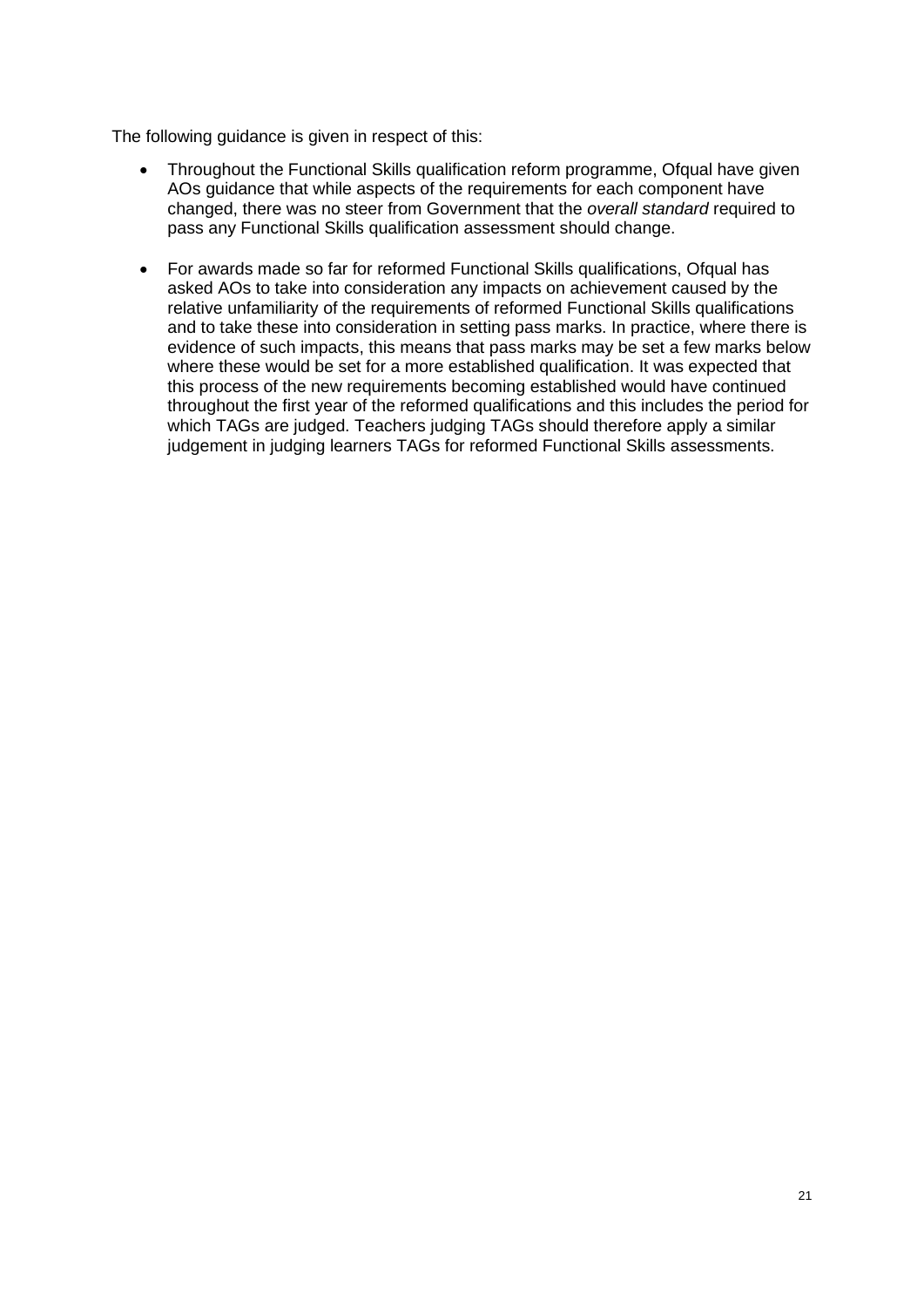The following guidance is given in respect of this:

- Throughout the Functional Skills qualification reform programme, Ofqual have given AOs guidance that while aspects of the requirements for each component have changed, there was no steer from Government that the *overall standard* required to pass any Functional Skills qualification assessment should change.

- For awards made so far for reformed Functional Skills qualifications, Ofqual has asked AOs to take into consideration any impacts on achievement caused by the relative unfamiliarity of the requirements of reformed Functional Skills qualifications and to take these into consideration in setting pass marks. In practice, where there is evidence of such impacts, this means that pass marks may be set a few marks below where these would be set for a more established qualification. It was expected that this process of the new requirements becoming established would have continued throughout the first year of the reformed qualifications and this includes the period for which TAGs are judged. Teachers judging TAGs should therefore apply a similar judgement in judging learners TAGs for reformed Functional Skills assessments.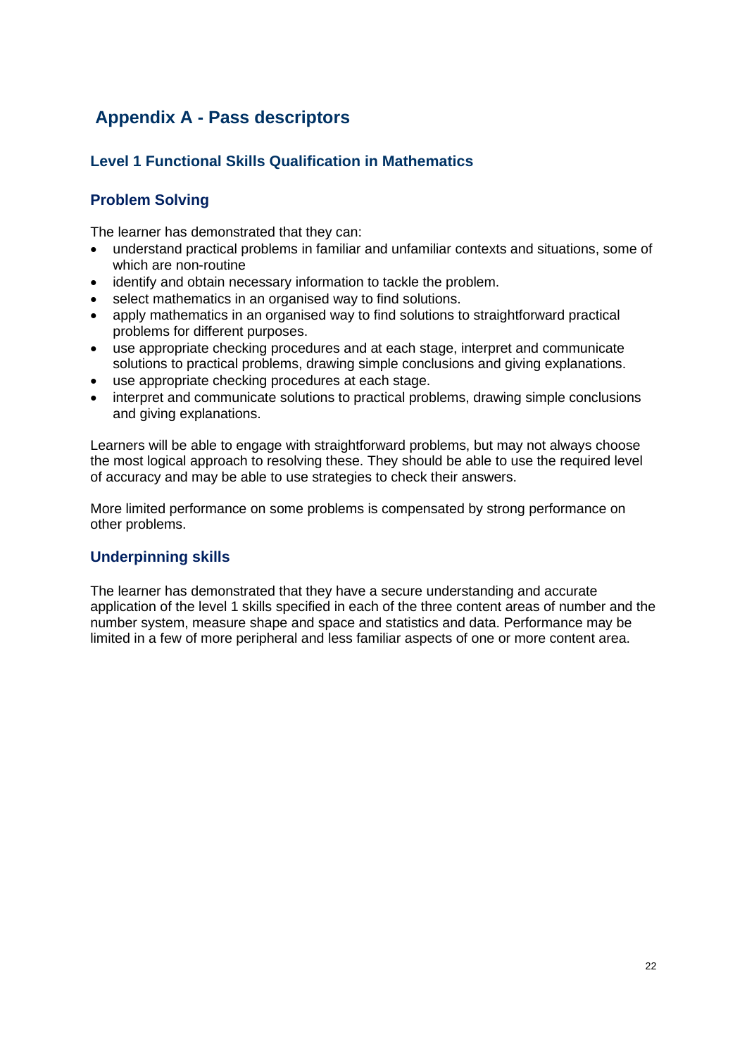# Appendix A - Pass descriptors

## Level 1 Functional Skills Qualification in Mathematics

### Problem Solving

The learner has demonstrated that they can:

- understand practical problems in familiar and unfamiliar contexts and situations, some of which are non-routine
- identify and obtain necessary information to tackle the problem.
- select mathematics in an organised way to find solutions.
- apply mathematics in an organised way to find solutions to straightforward practical problems for different purposes.
- use appropriate checking procedures and at each stage, interpret and communicate solutions to practical problems, drawing simple conclusions and giving explanations.
- use appropriate checking procedures at each stage.
- interpret and communicate solutions to practical problems, drawing simple conclusions and giving explanations.

Learners will be able to engage with straightforward problems, but may not always choose the most logical approach to resolving these. They should be able to use the required level of accuracy and may be able to use strategies to check their answers.

More limited performance on some problems is compensated by strong performance on other problems.

### Underpinning skills

The learner has demonstrated that they have a secure understanding and accurate application of the level 1 skills specified in each of the three content areas of number and the number system, measure shape and space and statistics and data. Performance may be limited in a few of more peripheral and less familiar aspects of one or more content area.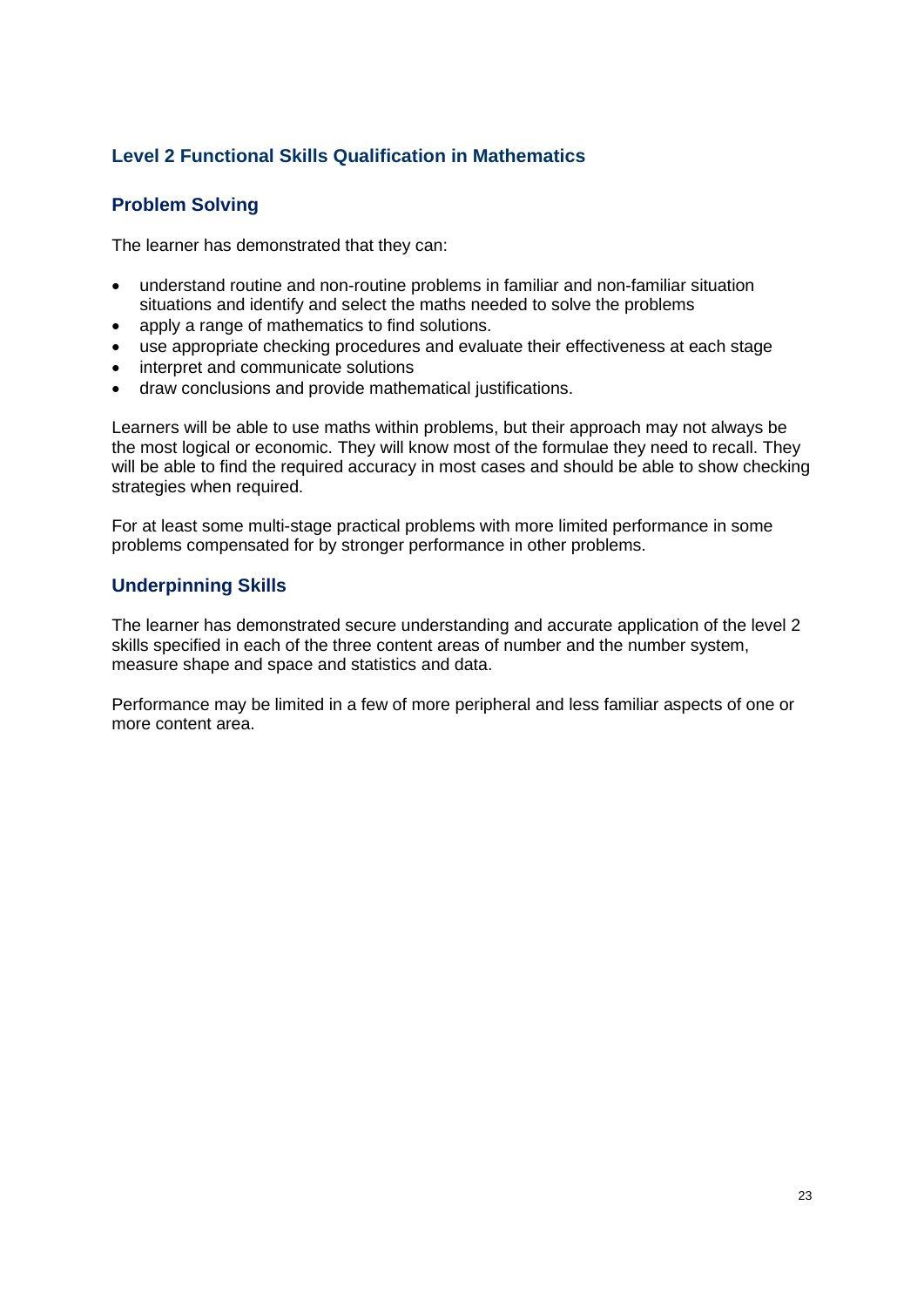## Level 2 Functional Skills Qualification in Mathematics

### Problem Solving

The learner has demonstrated that they can:

- understand routine and non-routine problems in familiar and non-familiar situation situations and identify and select the maths needed to solve the problems
- apply a range of mathematics to find solutions.
- use appropriate checking procedures and evaluate their effectiveness at each stage
- interpret and communicate solutions
- draw conclusions and provide mathematical justifications.

Learners will be able to use maths within problems, but their approach may not always be the most logical or economic. They will know most of the formulae they need to recall. They will be able to find the required accuracy in most cases and should be able to show checking strategies when required.

For at least some multi-stage practical problems with more limited performance in some problems compensated for by stronger performance in other problems.

### Underpinning Skills

The learner has demonstrated secure understanding and accurate application of the level 2 skills specified in each of the three content areas of number and the number system, measure shape and space and statistics and data.

Performance may be limited in a few of more peripheral and less familiar aspects of one or more content area.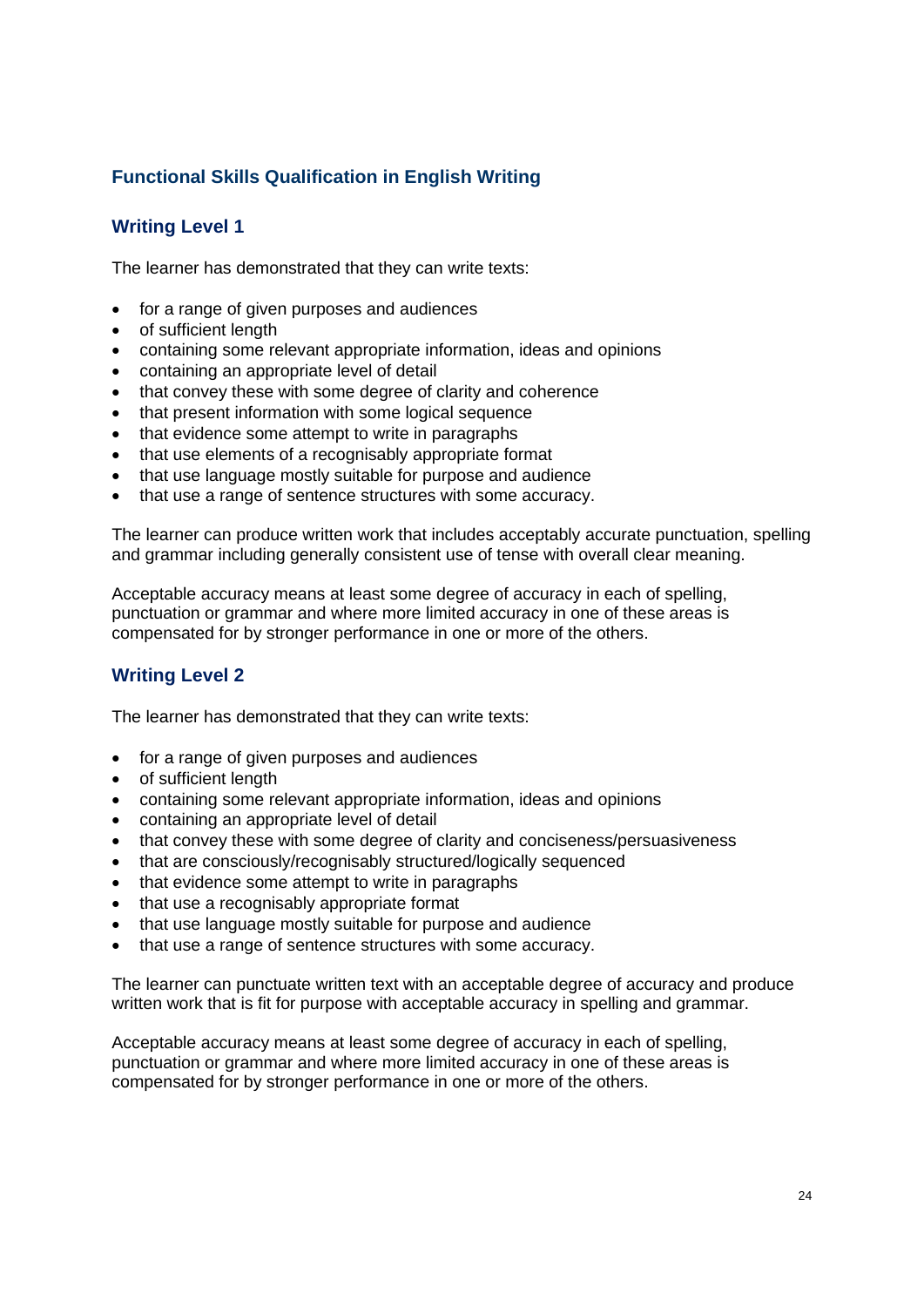## Functional Skills Qualification in English Writing

### Writing Level 1

The learner has demonstrated that they can write texts:

- for a range of given purposes and audiences
- of sufficient length
- containing some relevant appropriate information, ideas and opinions
- containing an appropriate level of detail
- that convey these with some degree of clarity and coherence
- that present information with some logical sequence
- that evidence some attempt to write in paragraphs
- that use elements of a recognisably appropriate format
- that use language mostly suitable for purpose and audience
- that use a range of sentence structures with some accuracy.

The learner can produce written work that includes acceptably accurate punctuation, spelling and grammar including generally consistent use of tense with overall clear meaning.

Acceptable accuracy means at least some degree of accuracy in each of spelling, punctuation or grammar and where more limited accuracy in one of these areas is compensated for by stronger performance in one or more of the others.

### Writing Level 2

The learner has demonstrated that they can write texts:

- for a range of given purposes and audiences
- of sufficient length
- containing some relevant appropriate information, ideas and opinions
- containing an appropriate level of detail
- that convey these with some degree of clarity and conciseness/persuasiveness
- that are consciously/recognisably structured/logically sequenced
- that evidence some attempt to write in paragraphs
- that use a recognisably appropriate format
- that use language mostly suitable for purpose and audience
- that use a range of sentence structures with some accuracy.

The learner can punctuate written text with an acceptable degree of accuracy and produce written work that is fit for purpose with acceptable accuracy in spelling and grammar.

Acceptable accuracy means at least some degree of accuracy in each of spelling, punctuation or grammar and where more limited accuracy in one of these areas is compensated for by stronger performance in one or more of the others.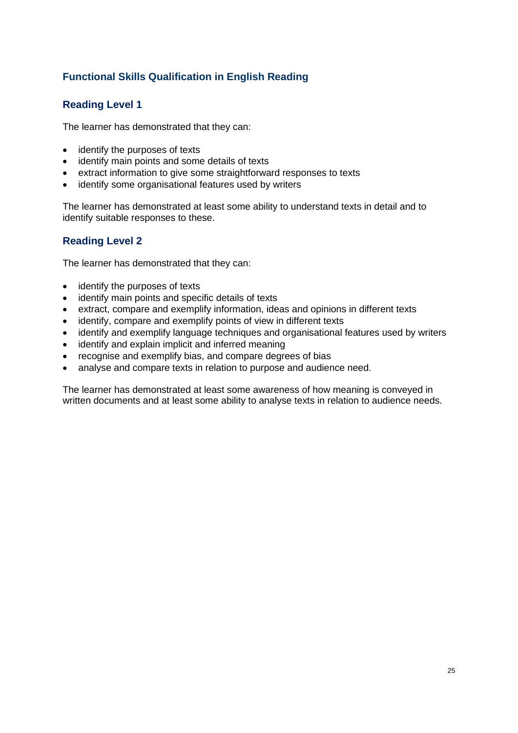## Functional Skills Qualification in English Reading

### Reading Level 1

The learner has demonstrated that they can:

- identify the purposes of texts
- identify main points and some details of texts
- extract information to give some straightforward responses to texts
- identify some organisational features used by writers

The learner has demonstrated at least some ability to understand texts in detail and to identify suitable responses to these.

### Reading Level 2

The learner has demonstrated that they can:

- identify the purposes of texts
- identify main points and specific details of texts
- extract, compare and exemplify information, ideas and opinions in different texts
- identify, compare and exemplify points of view in different texts
- identify and exemplify language techniques and organisational features used by writers
- identify and explain implicit and inferred meaning
- recognise and exemplify bias, and compare degrees of bias
- analyse and compare texts in relation to purpose and audience need.

The learner has demonstrated at least some awareness of how meaning is conveyed in written documents and at least some ability to analyse texts in relation to audience needs.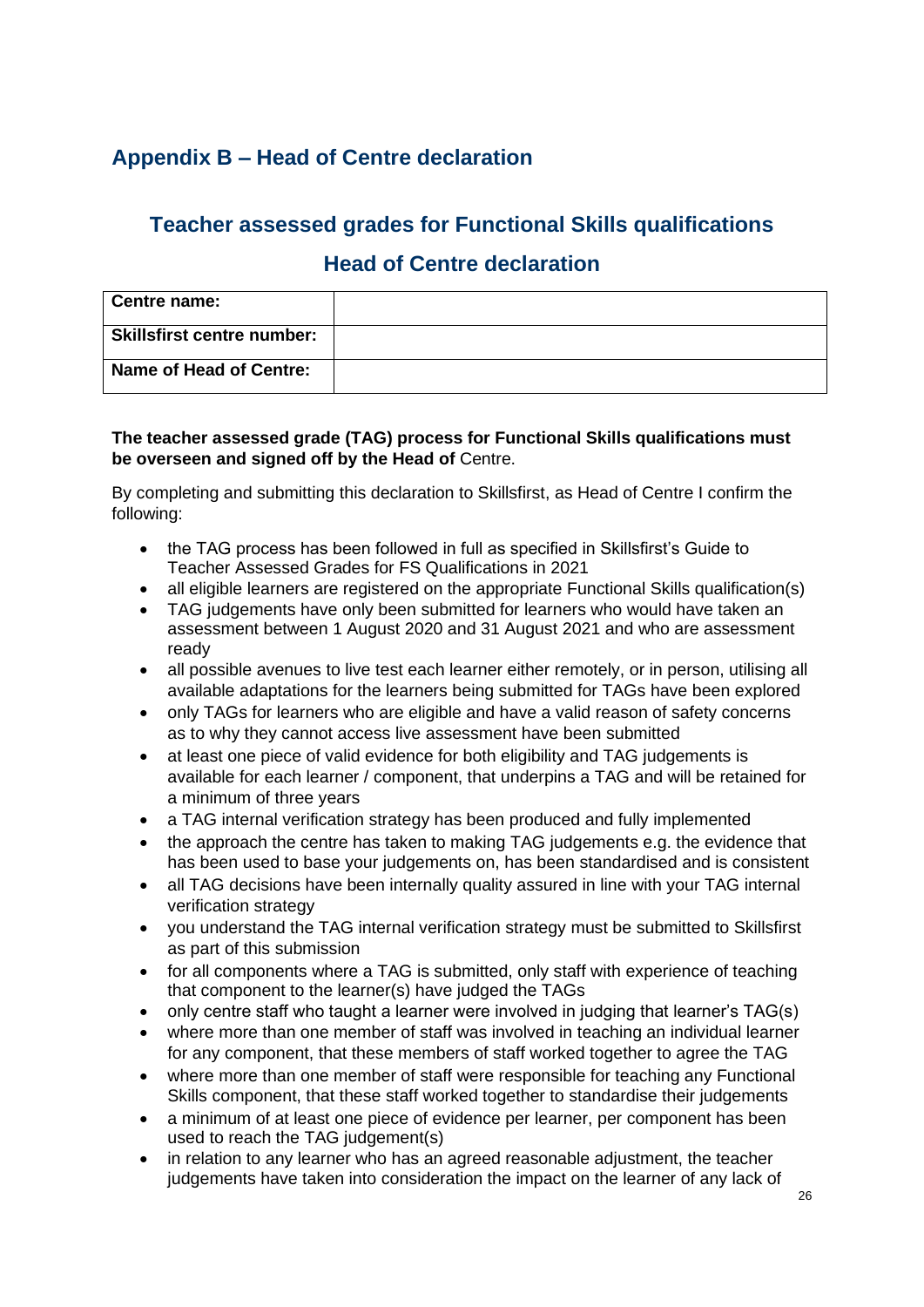## Appendix B – Head of Centre declaration

### Teacher assessed grades for Functional Skills qualifications

### Head of Centre declaration

| Centre name: | |
|---|---|
| Skillsfirst centre number: | |
| Name of Head of Centre: | |

**The teacher assessed grade (TAG) process for Functional Skills qualifications must be overseen and signed off by the Head of** Centre.

By completing and submitting this declaration to Skillsfirst, as Head of Centre I confirm the following:

- the TAG process has been followed in full as specified in Skillsfirst's Guide to Teacher Assessed Grades for FS Qualifications in 2021
- all eligible learners are registered on the appropriate Functional Skills qualification(s)
- TAG judgements have only been submitted for learners who would have taken an assessment between 1 August 2020 and 31 August 2021 and who are assessment ready
- all possible avenues to live test each learner either remotely, or in person, utilising all available adaptations for the learners being submitted for TAGs have been explored
- only TAGs for learners who are eligible and have a valid reason of safety concerns as to why they cannot access live assessment have been submitted
- at least one piece of valid evidence for both eligibility and TAG judgements is available for each learner / component, that underpins a TAG and will be retained for a minimum of three years
- a TAG internal verification strategy has been produced and fully implemented
- the approach the centre has taken to making TAG judgements e.g. the evidence that has been used to base your judgements on, has been standardised and is consistent
- all TAG decisions have been internally quality assured in line with your TAG internal verification strategy
- you understand the TAG internal verification strategy must be submitted to Skillsfirst as part of this submission
- for all components where a TAG is submitted, only staff with experience of teaching that component to the learner(s) have judged the TAGs
- only centre staff who taught a learner were involved in judging that learner's TAG(s)
- where more than one member of staff was involved in teaching an individual learner for any component, that these members of staff worked together to agree the TAG
- where more than one member of staff were responsible for teaching any Functional Skills component, that these staff worked together to standardise their judgements
- a minimum of at least one piece of evidence per learner, per component has been used to reach the TAG judgement(s)
- in relation to any learner who has an agreed reasonable adjustment, the teacher judgements have taken into consideration the impact on the learner of any lack of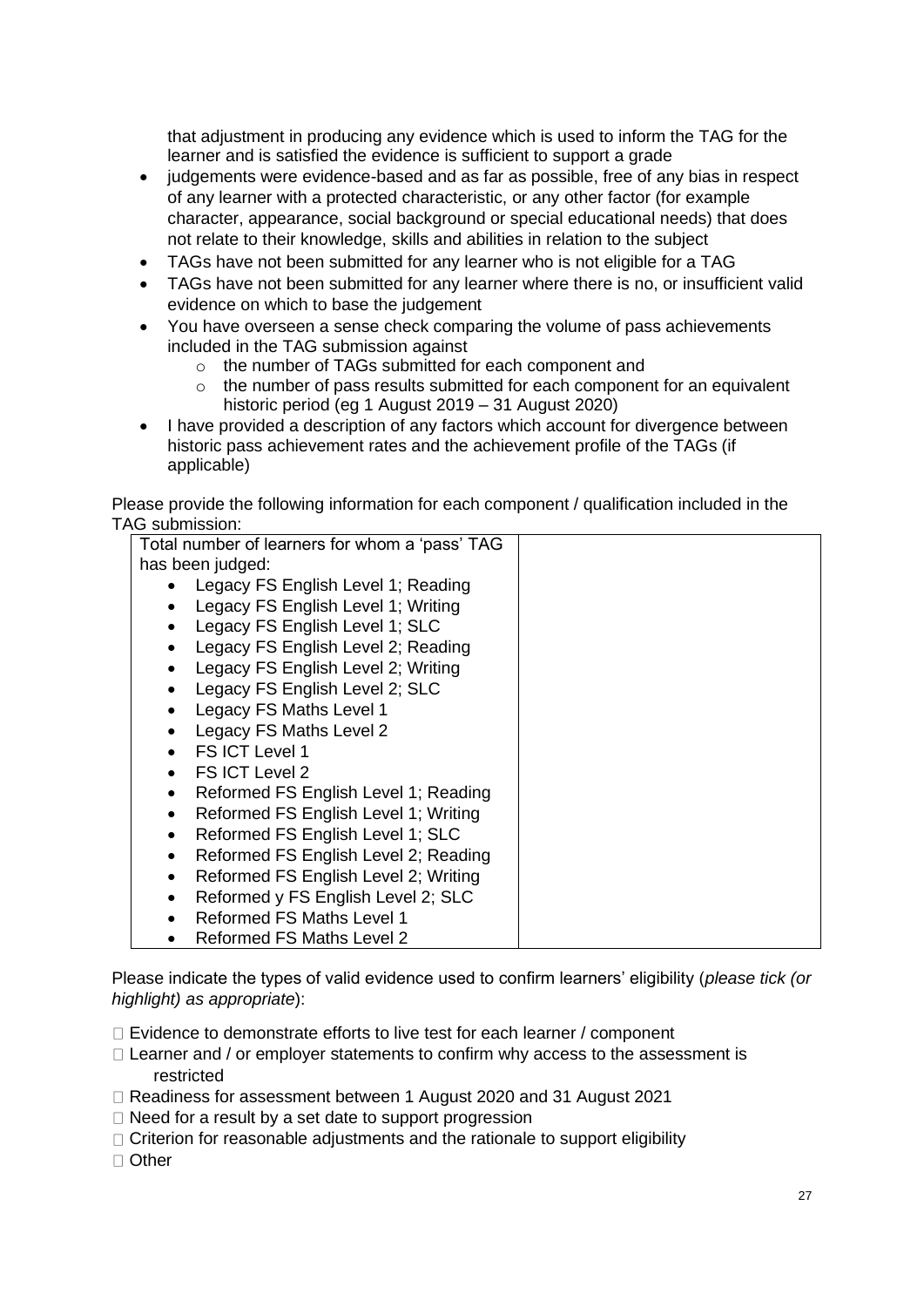that adjustment in producing any evidence which is used to inform the TAG for the learner and is satisfied the evidence is sufficient to support a grade

- judgements were evidence-based and as far as possible, free of any bias in respect of any learner with a protected characteristic, or any other factor (for example character, appearance, social background or special educational needs) that does not relate to their knowledge, skills and abilities in relation to the subject
- TAGs have not been submitted for any learner who is not eligible for a TAG
- TAGs have not been submitted for any learner where there is no, or insufficient valid evidence on which to base the judgement
- You have overseen a sense check comparing the volume of pass achievements included in the TAG submission against
  - the number of TAGs submitted for each component and
  - the number of pass results submitted for each component for an equivalent historic period (eg 1 August 2019 – 31 August 2020)
- I have provided a description of any factors which account for divergence between historic pass achievement rates and the achievement profile of the TAGs (if applicable)

Please provide the following information for each component / qualification included in the TAG submission:

| Total number of learners for whom a 'pass' TAG has been judged: | |
|---|---|
| • Legacy FS English Level 1; Reading<br>• Legacy FS English Level 1; Writing<br>• Legacy FS English Level 1; SLC<br>• Legacy FS English Level 2; Reading<br>• Legacy FS English Level 2; Writing<br>• Legacy FS English Level 2; SLC<br>• Legacy FS Maths Level 1<br>• Legacy FS Maths Level 2<br>• FS ICT Level 1<br>• FS ICT Level 2<br>• Reformed FS English Level 1; Reading<br>• Reformed FS English Level 1; Writing<br>• Reformed FS English Level 1; SLC<br>• Reformed FS English Level 2; Reading<br>• Reformed FS English Level 2; Writing<br>• Reformed y FS English Level 2; SLC<br>• Reformed FS Maths Level 1<br>• Reformed FS Maths Level 2 | |

Please indicate the types of valid evidence used to confirm learners' eligibility (*please tick (or highlight) as appropriate*):

☐ Evidence to demonstrate efforts to live test for each learner / component
☐ Learner and / or employer statements to confirm why access to the assessment is restricted
☐ Readiness for assessment between 1 August 2020 and 31 August 2021
☐ Need for a result by a set date to support progression
☐ Criterion for reasonable adjustments and the rationale to support eligibility
☐ Other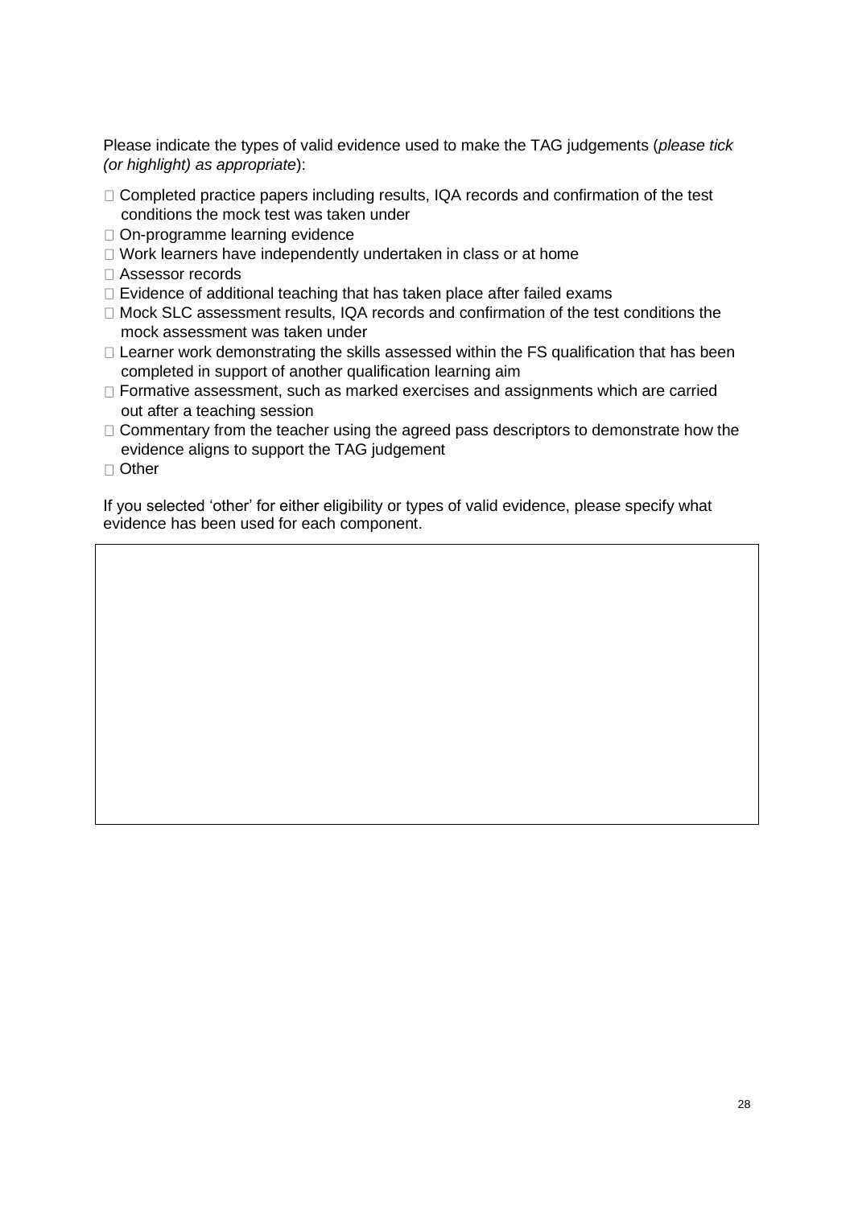Please indicate the types of valid evidence used to make the TAG judgements (*please tick (or highlight) as appropriate*):

- ☐ Completed practice papers including results, IQA records and confirmation of the test conditions the mock test was taken under
- ☐ On-programme learning evidence
- ☐ Work learners have independently undertaken in class or at home
- ☐ Assessor records
- ☐ Evidence of additional teaching that has taken place after failed exams
- ☐ Mock SLC assessment results, IQA records and confirmation of the test conditions the mock assessment was taken under
- ☐ Learner work demonstrating the skills assessed within the FS qualification that has been completed in support of another qualification learning aim
- ☐ Formative assessment, such as marked exercises and assignments which are carried out after a teaching session
- ☐ Commentary from the teacher using the agreed pass descriptors to demonstrate how the evidence aligns to support the TAG judgement
- ☐ Other

If you selected 'other' for either eligibility or types of valid evidence, please specify what evidence has been used for each component.

| |
|---|
| |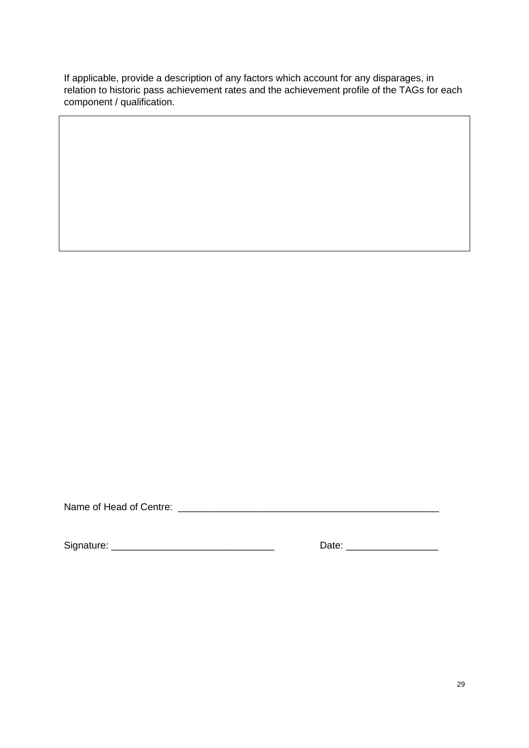If applicable, provide a description of any factors which account for any disparages, in relation to historic pass achievement rates and the achievement profile of the TAGs for each component / qualification.

| |
|---|
| |

Name of Head of Centre: ______________________________________________

Signature: ____________________________ Date: ________________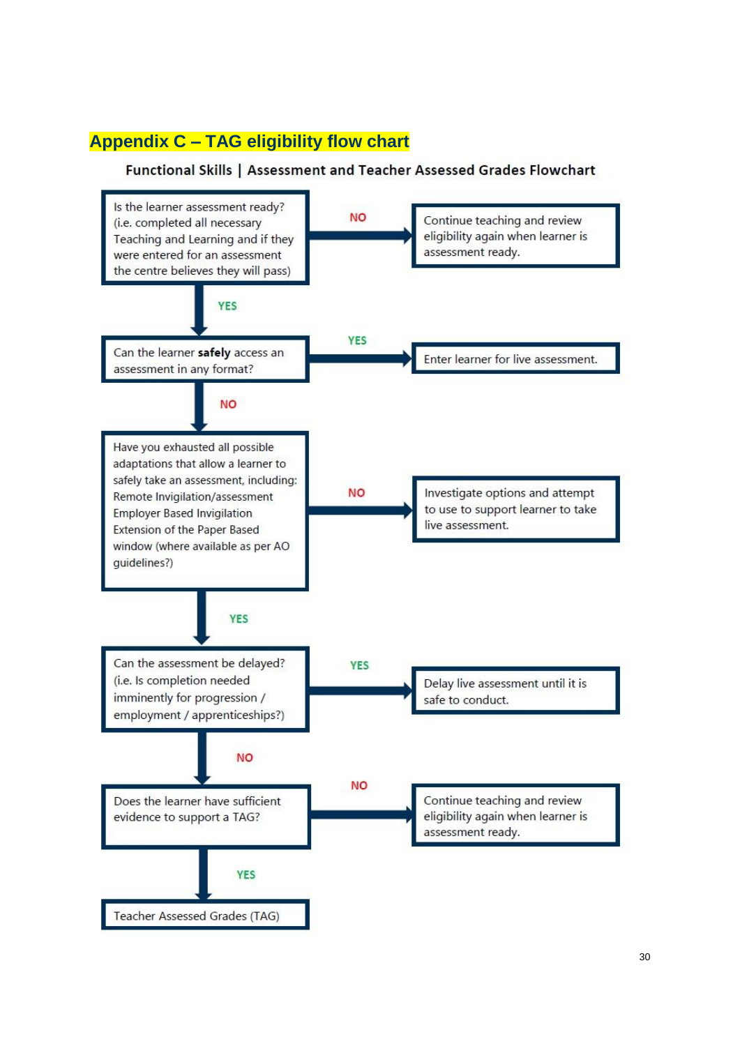## Appendix C – TAG eligibility flow chart

**Functional Skills | Assessment and Teacher Assessed Grades Flowchart**

Is the learner assessment ready? (i.e. completed all necessary Teaching and Learning and if they were entered for an assessment the centre believes they will pass)

- **NO** → Continue teaching and review eligibility again when learner is assessment ready.
- **YES** ↓

Can the learner **safely** access an assessment in any format?

- **YES** → Enter learner for live assessment.
- **NO** ↓

Have you exhausted all possible adaptations that allow a learner to safely take an assessment, including: Remote Invigilation/assessment Employer Based Invigilation Extension of the Paper Based window (where available as per AO guidelines?)

- **NO** → Investigate options and attempt to use to support learner to take live assessment.
- **YES** ↓

Can the assessment be delayed? (i.e. Is completion needed imminently for progression / employment / apprenticeships?)

- **YES** → Delay live assessment until it is safe to conduct.
- **NO** ↓

Does the learner have sufficient evidence to support a TAG?

- **NO** → Continue teaching and review eligibility again when learner is assessment ready.
- **YES** ↓

Teacher Assessed Grades (TAG)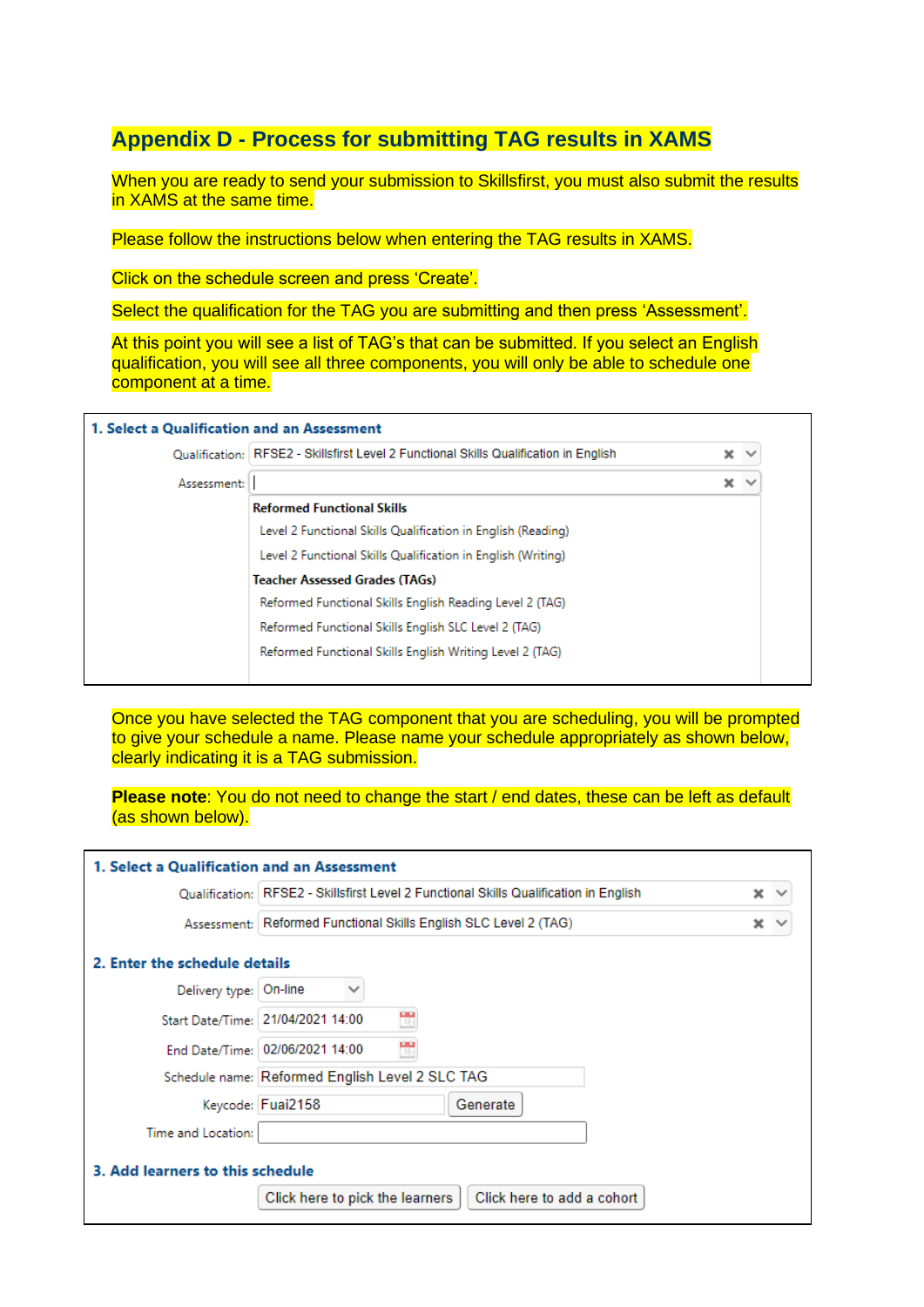# Appendix D - Process for submitting TAG results in XAMS

When you are ready to send your submission to Skillsfirst, you must also submit the results in XAMS at the same time.

Please follow the instructions below when entering the TAG results in XAMS.

Click on the schedule screen and press 'Create'.

Select the qualification for the TAG you are submitting and then press 'Assessment'.

At this point you will see a list of TAG's that can be submitted. If you select an English qualification, you will see all three components, you will only be able to schedule one component at a time.

**1. Select a Qualification and an Assessment**

Qualification: RFSE2 - Skillsfirst Level 2 Functional Skills Qualification in English

Assessment:

**Reformed Functional Skills**
- Level 2 Functional Skills Qualification in English (Reading)
- Level 2 Functional Skills Qualification in English (Writing)

**Teacher Assessed Grades (TAGs)**
- Reformed Functional Skills English Reading Level 2 (TAG)
- Reformed Functional Skills English SLC Level 2 (TAG)
- Reformed Functional Skills English Writing Level 2 (TAG)

Once you have selected the TAG component that you are scheduling, you will be prompted to give your schedule a name. Please name your schedule appropriately as shown below, clearly indicating it is a TAG submission.

**Please note**: You do not need to change the start / end dates, these can be left as default (as shown below).

**1. Select a Qualification and an Assessment**

Qualification: RFSE2 - Skillsfirst Level 2 Functional Skills Qualification in English

Assessment: Reformed Functional Skills English SLC Level 2 (TAG)

**2. Enter the schedule details**

Delivery type: On-line

Start Date/Time: 21/04/2021 14:00

End Date/Time: 02/06/2021 14:00

Schedule name: Reformed English Level 2 SLC TAG

Keycode: Fuai2158 [Generate]

Time and Location:

**3. Add learners to this schedule**

[Click here to pick the learners] [Click here to add a cohort]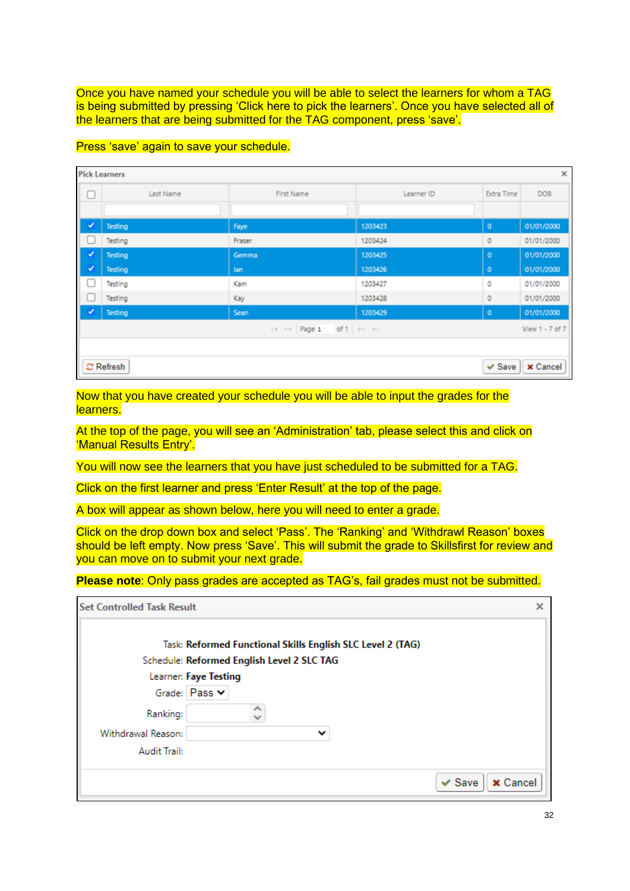Once you have named your schedule you will be able to select the learners for whom a TAG is being submitted by pressing 'Click here to pick the learners'. Once you have selected all of the learners that are being submitted for the TAG component, press 'save'.

Press 'save' again to save your schedule.

**Pick Learners**

| ☐ | Last Name | First Name | Learner ID | Extra Time | DOB |
|---|---|---|---|---|---|
| ✔ | Testing | Faye | 1203423 | 0 | 01/01/2000 |
| ☐ | Testing | Fraser | 1203424 | 0 | 01/01/2000 |
| ✔ | Testing | Gemma | 1203425 | 0 | 01/01/2000 |
| ✔ | Testing | Ian | 1203426 | 0 | 01/01/2000 |
| ☐ | Testing | Kam | 1203427 | 0 | 01/01/2000 |
| ☐ | Testing | Kay | 1203428 | 0 | 01/01/2000 |
| ✔ | Testing | Sean | 1203429 | 0 | 01/01/2000 |

Page 1 of 1 — View 1 - 7 of 7

Refresh | Save | Cancel

Now that you have created your schedule you will be able to input the grades for the learners.

At the top of the page, you will see an 'Administration' tab, please select this and click on 'Manual Results Entry'.

You will now see the learners that you have just scheduled to be submitted for a TAG.

Click on the first learner and press 'Enter Result' at the top of the page.

A box will appear as shown below, here you will need to enter a grade.

Click on the drop down box and select 'Pass'. The 'Ranking' and 'Withdrawl Reason' boxes should be left empty. Now press 'Save'. This will submit the grade to Skillsfirst for review and you can move on to submit your next grade.

**Please note**: Only pass grades are accepted as TAG's, fail grades must not be submitted.

**Set Controlled Task Result**

Task: **Reformed Functional Skills English SLC Level 2 (TAG)**
Schedule: **Reformed English Level 2 SLC TAG**
Learner: **Faye Testing**
Grade: Pass
Ranking:
Withdrawal Reason:
Audit Trail:

Save | Cancel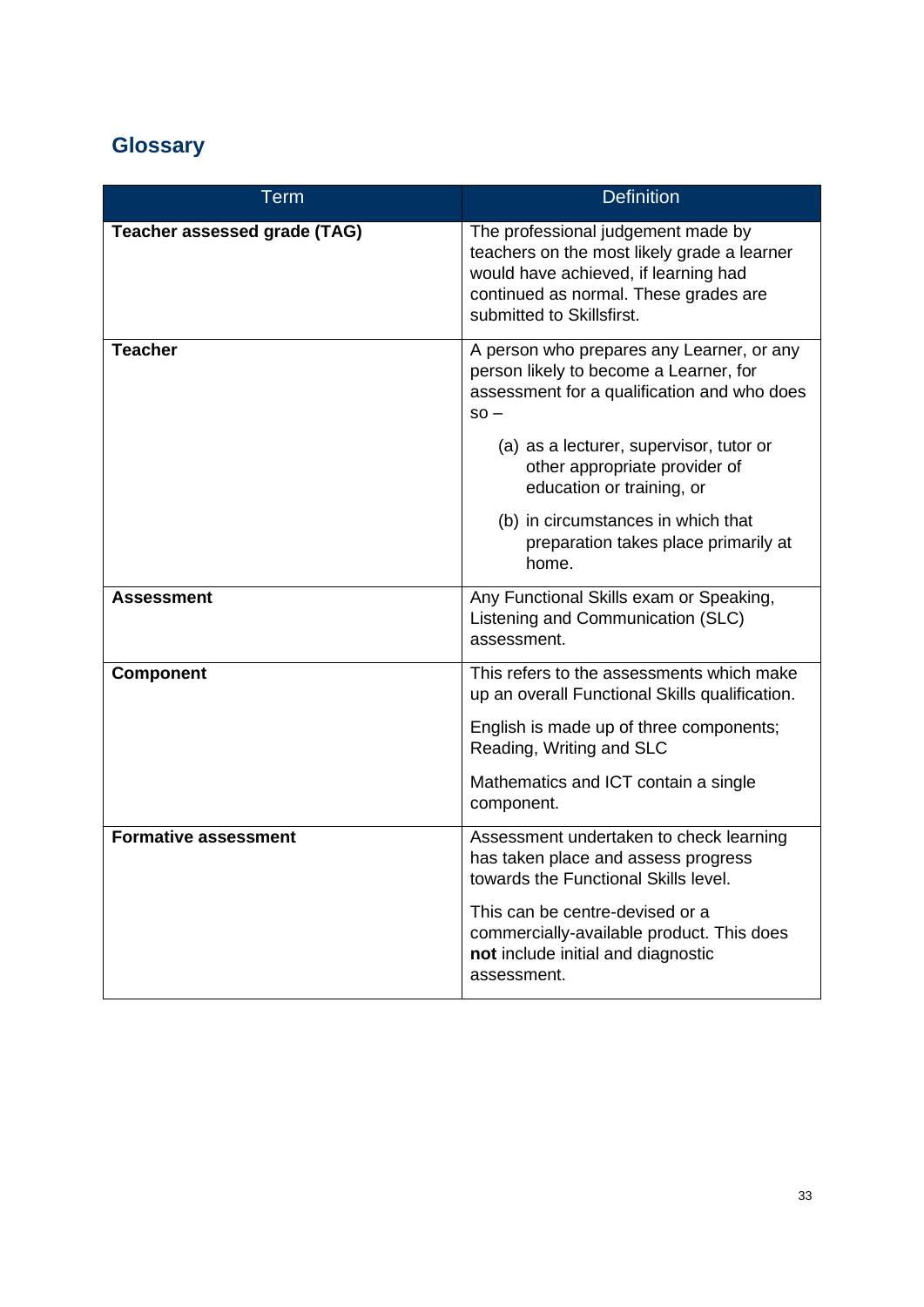## Glossary

| Term | Definition |
|---|---|
| **Teacher assessed grade (TAG)** | The professional judgement made by teachers on the most likely grade a learner would have achieved, if learning had continued as normal. These grades are submitted to Skillsfirst. |
| **Teacher** | A person who prepares any Learner, or any person likely to become a Learner, for assessment for a qualification and who does so – <br>(a) as a lecturer, supervisor, tutor or other appropriate provider of education or training, or <br>(b) in circumstances in which that preparation takes place primarily at home. |
| **Assessment** | Any Functional Skills exam or Speaking, Listening and Communication (SLC) assessment. |
| **Component** | This refers to the assessments which make up an overall Functional Skills qualification. <br>English is made up of three components; Reading, Writing and SLC <br>Mathematics and ICT contain a single component. |
| **Formative assessment** | Assessment undertaken to check learning has taken place and assess progress towards the Functional Skills level. <br>This can be centre-devised or a commercially-available product. This does **not** include initial and diagnostic assessment. |